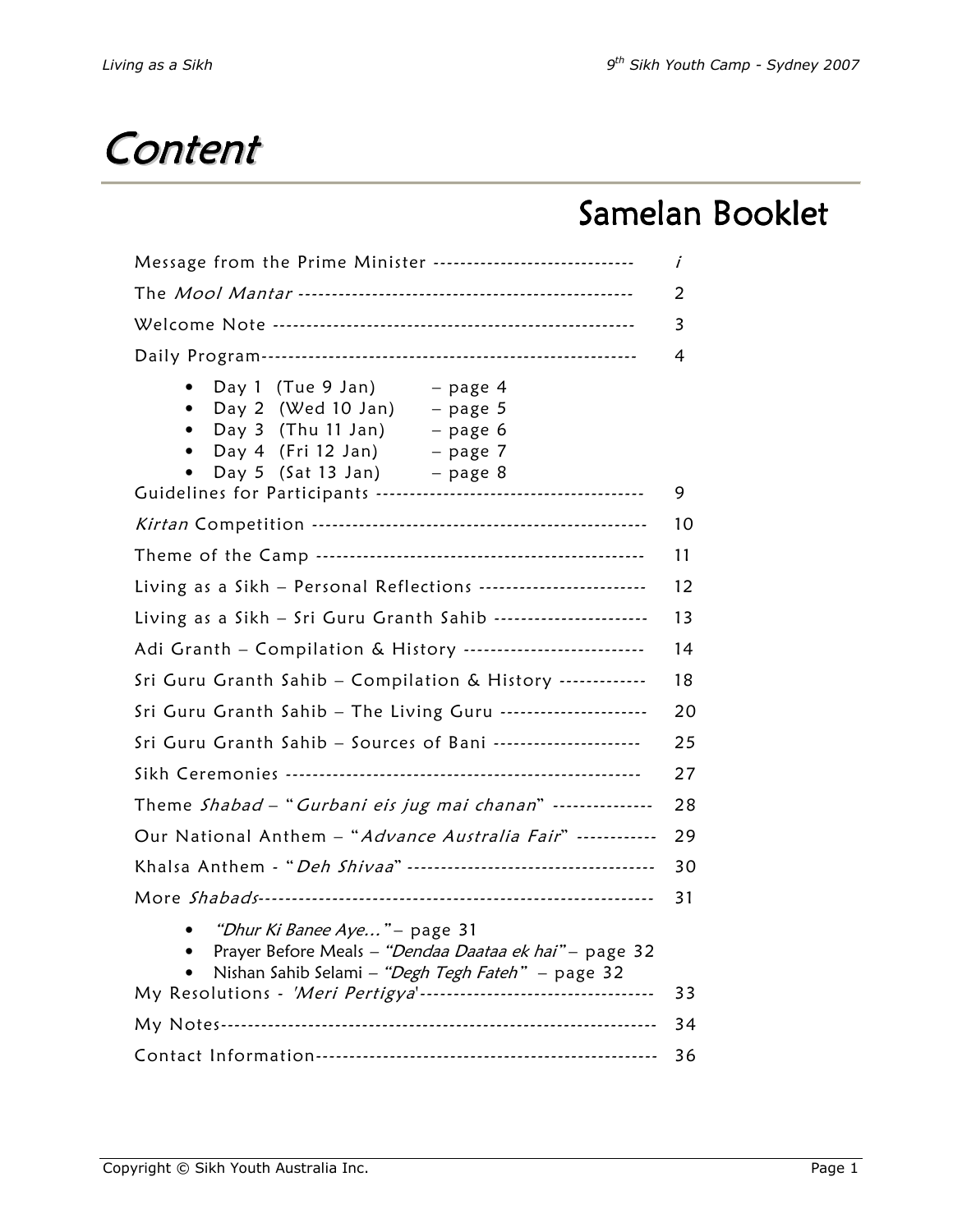# Content

## Samelan Booklet

| | |
|---|---|
| Message from the Prime Minister | *i* |
| The *Mool Mantar* | 2 |
| Welcome Note | 3 |
| Daily Program | 4 |

- Day 1 (Tue 9 Jan) – page 4
- Day 2 (Wed 10 Jan) – page 5
- Day 3 (Thu 11 Jan) – page 6
- Day 4 (Fri 12 Jan) – page 7
- Day 5 (Sat 13 Jan) – page 8

| | |
|---|---|
| Guidelines for Participants | 9 |
| *Kirtan* Competition | 10 |
| Theme of the Camp | 11 |
| Living as a Sikh – Personal Reflections | 12 |
| Living as a Sikh – Sri Guru Granth Sahib | 13 |
| Adi Granth – Compilation & History | 14 |
| Sri Guru Granth Sahib – Compilation & History | 18 |
| Sri Guru Granth Sahib – The Living Guru | 20 |
| Sri Guru Granth Sahib – Sources of Bani | 25 |
| Sikh Ceremonies | 27 |
| Theme *Shabad* – "*Gurbani eis jug mai chanan*" | 28 |
| Our National Anthem – "*Advance Australia Fair*" | 29 |
| Khalsa Anthem - "*Deh Shivaa*" | 30 |
| More *Shabads* | 31 |

- *"Dhur Ki Banee Aye…"* – page 31
- Prayer Before Meals – *"Dendaa Daataa ek hai"* – page 32
- Nishan Sahib Selami – *"Degh Tegh Fateh"* – page 32

| | |
|---|---|
| My Resolutions - *'Meri Pertigya'* | 33 |
| My Notes | 34 |
| Contact Information | 36 |

Copyright © Sikh Youth Australia Inc.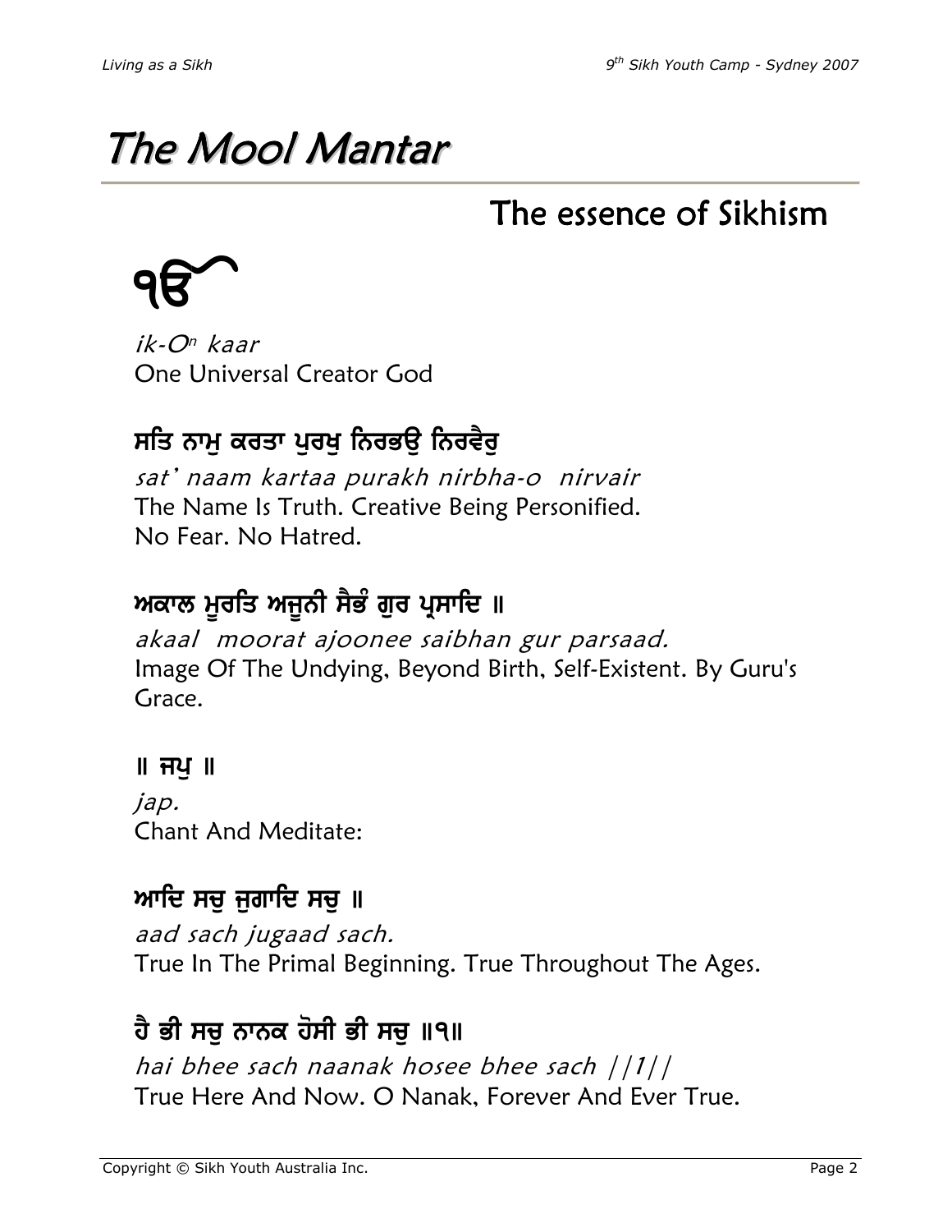# The Mool Mantar

## The essence of Sikhism

## ੴ

*ik-On kaar*
One Universal Creator God

### ਸਤਿ ਨਾਮੁ ਕਰਤਾ ਪੁਰਖੁ ਨਿਰਭਉ ਨਿਰਵੈਰੁ

*sat' naam kartaa purakh nirbha-o nirvair*
The Name Is Truth. Creative Being Personified.
No Fear. No Hatred.

### ਅਕਾਲ ਮੂਰਤਿ ਅਜੂਨੀ ਸੈਭੰ ਗੁਰ ਪ੍ਰਸਾਦਿ ॥

*akaal moorat ajoonee saibhan gur parsaad.*
Image Of The Undying, Beyond Birth, Self-Existent. By Guru's Grace.

### ॥ ਜਪੁ ॥

*jap.*
Chant And Meditate:

### ਆਦਿ ਸਚੁ ਜੁਗਾਦਿ ਸਚੁ ॥

*aad sach jugaad sach.*
True In The Primal Beginning. True Throughout The Ages.

### ਹੈ ਭੀ ਸਚੁ ਨਾਨਕ ਹੋਸੀ ਭੀ ਸਚੁ ॥੧॥

*hai bhee sach naanak hosee bhee sach ||1||*
True Here And Now. O Nanak, Forever And Ever True.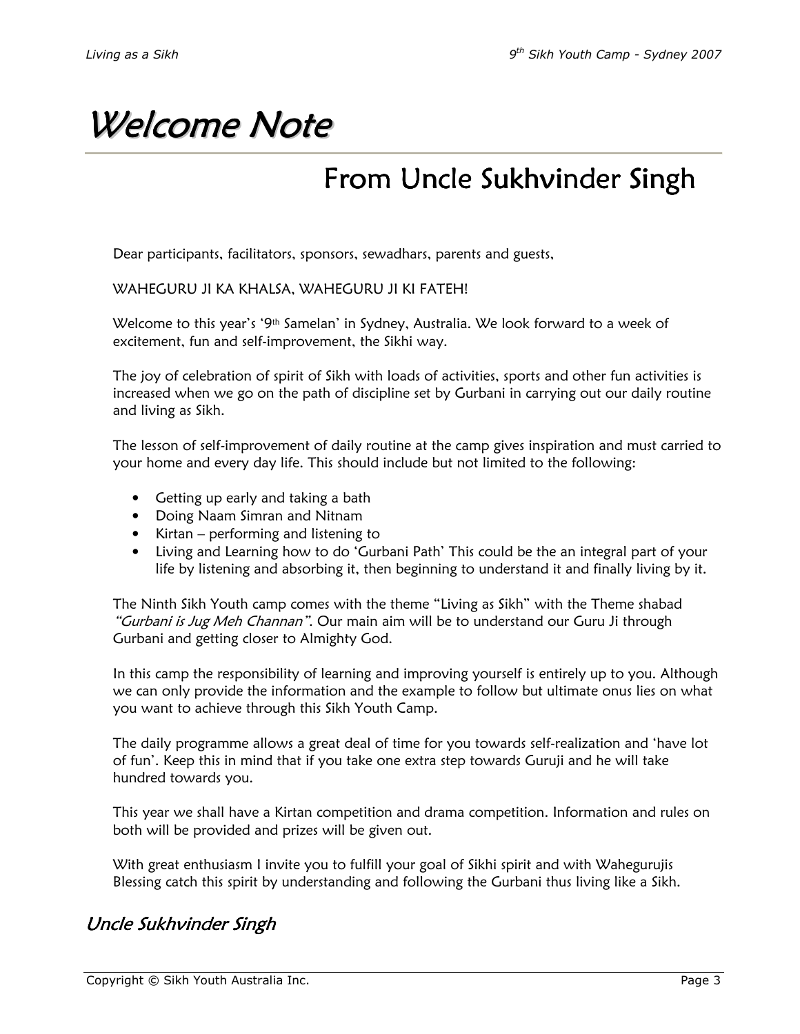# Welcome Note

## From Uncle Sukhvinder Singh

Dear participants, facilitators, sponsors, sewadhars, parents and guests,

WAHEGURU JI KA KHALSA, WAHEGURU JI KI FATEH!

Welcome to this year's '9th Samelan' in Sydney, Australia. We look forward to a week of excitement, fun and self-improvement, the Sikhi way.

The joy of celebration of spirit of Sikh with loads of activities, sports and other fun activities is increased when we go on the path of discipline set by Gurbani in carrying out our daily routine and living as Sikh.

The lesson of self-improvement of daily routine at the camp gives inspiration and must carried to your home and every day life. This should include but not limited to the following:

- Getting up early and taking a bath
- Doing Naam Simran and Nitnam
- Kirtan – performing and listening to
- Living and Learning how to do 'Gurbani Path' This could be the an integral part of your life by listening and absorbing it, then beginning to understand it and finally living by it.

The Ninth Sikh Youth camp comes with the theme "Living as Sikh" with the Theme shabad *"Gurbani is Jug Meh Channan"*. Our main aim will be to understand our Guru Ji through Gurbani and getting closer to Almighty God.

In this camp the responsibility of learning and improving yourself is entirely up to you. Although we can only provide the information and the example to follow but ultimate onus lies on what you want to achieve through this Sikh Youth Camp.

The daily programme allows a great deal of time for you towards self-realization and 'have lot of fun'. Keep this in mind that if you take one extra step towards Guruji and he will take hundred towards you.

This year we shall have a Kirtan competition and drama competition. Information and rules on both will be provided and prizes will be given out.

With great enthusiasm I invite you to fulfill your goal of Sikhi spirit and with Wahegurujis Blessing catch this spirit by understanding and following the Gurbani thus living like a Sikh.

*Uncle Sukhvinder Singh*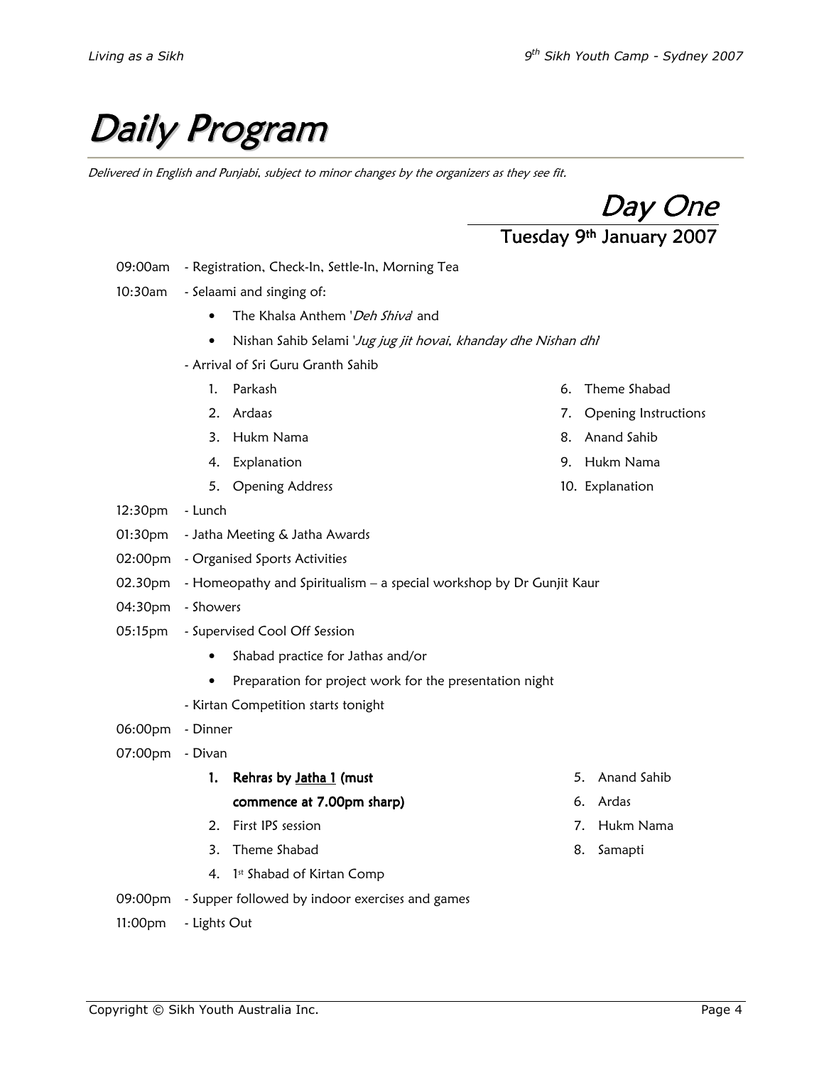# *Daily Program*

*Delivered in English and Punjabi, subject to minor changes by the organizers as they see fit.*

## *Day One*

### Tuesday 9th January 2007

09:00am - Registration, Check-In, Settle-In, Morning Tea

10:30am - Selaami and singing of:

- The Khalsa Anthem '*Deh Shiva*' and
- Nishan Sahib Selami '*Jug jug jit hovai, khanday dhe Nishan dhi*'

- Arrival of Sri Guru Granth Sahib

1. Parkash
2. Ardaas
3. Hukm Nama
4. Explanation
5. Opening Address
6. Theme Shabad
7. Opening Instructions
8. Anand Sahib
9. Hukm Nama
10. Explanation

12:30pm - Lunch

01:30pm - Jatha Meeting & Jatha Awards

02:00pm - Organised Sports Activities

02.30pm - Homeopathy and Spiritualism – a special workshop by Dr Gunjit Kaur

04:30pm - Showers

05:15pm - Supervised Cool Off Session

- Shabad practice for Jathas and/or
- Preparation for project work for the presentation night

- Kirtan Competition starts tonight

06:00pm - Dinner

07:00pm - Divan

1. **Rehras by Jatha 1 (must commence at 7.00pm sharp)**
2. First IPS session
3. Theme Shabad
4. 1st Shabad of Kirtan Comp
5. Anand Sahib
6. Ardas
7. Hukm Nama
8. Samapti

09:00pm - Supper followed by indoor exercises and games

11:00pm - Lights Out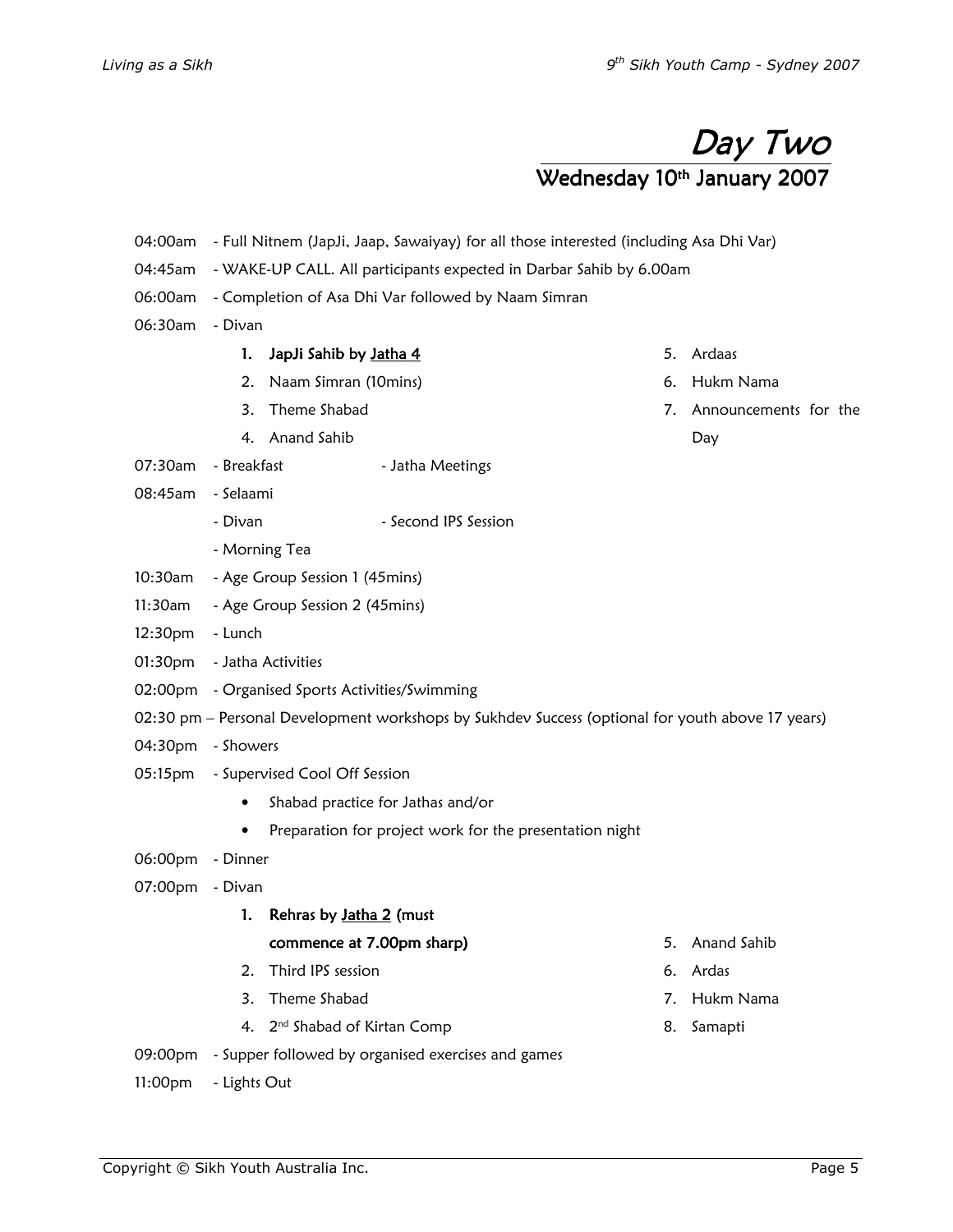# Day Two

## Wednesday 10th January 2007

04:00am - Full Nitnem (JapJi, Jaap, Sawaiyay) for all those interested (including Asa Dhi Var)

04:45am - WAKE-UP CALL. All participants expected in Darbar Sahib by 6.00am

06:00am - Completion of Asa Dhi Var followed by Naam Simran

06:30am - Divan

1. **JapJi Sahib by Jatha 4**
2. Naam Simran (10mins)
3. Theme Shabad
4. Anand Sahib
5. Ardaas
6. Hukm Nama
7. Announcements for the Day

07:30am - Breakfast - Jatha Meetings

08:45am - Selaami

- Divan - Second IPS Session
- Morning Tea

10:30am - Age Group Session 1 (45mins)

11:30am - Age Group Session 2 (45mins)

12:30pm - Lunch

01:30pm - Jatha Activities

02:00pm - Organised Sports Activities/Swimming

02:30 pm – Personal Development workshops by Sukhdev Success (optional for youth above 17 years)

04:30pm - Showers

05:15pm - Supervised Cool Off Session

- Shabad practice for Jathas and/or
- Preparation for project work for the presentation night

06:00pm - Dinner

07:00pm - Divan

1. **Rehras by Jatha 2 (must commence at 7.00pm sharp)**
2. Third IPS session
3. Theme Shabad
4. 2nd Shabad of Kirtan Comp
5. Anand Sahib
6. Ardas
7. Hukm Nama
8. Samapti

09:00pm - Supper followed by organised exercises and games

11:00pm - Lights Out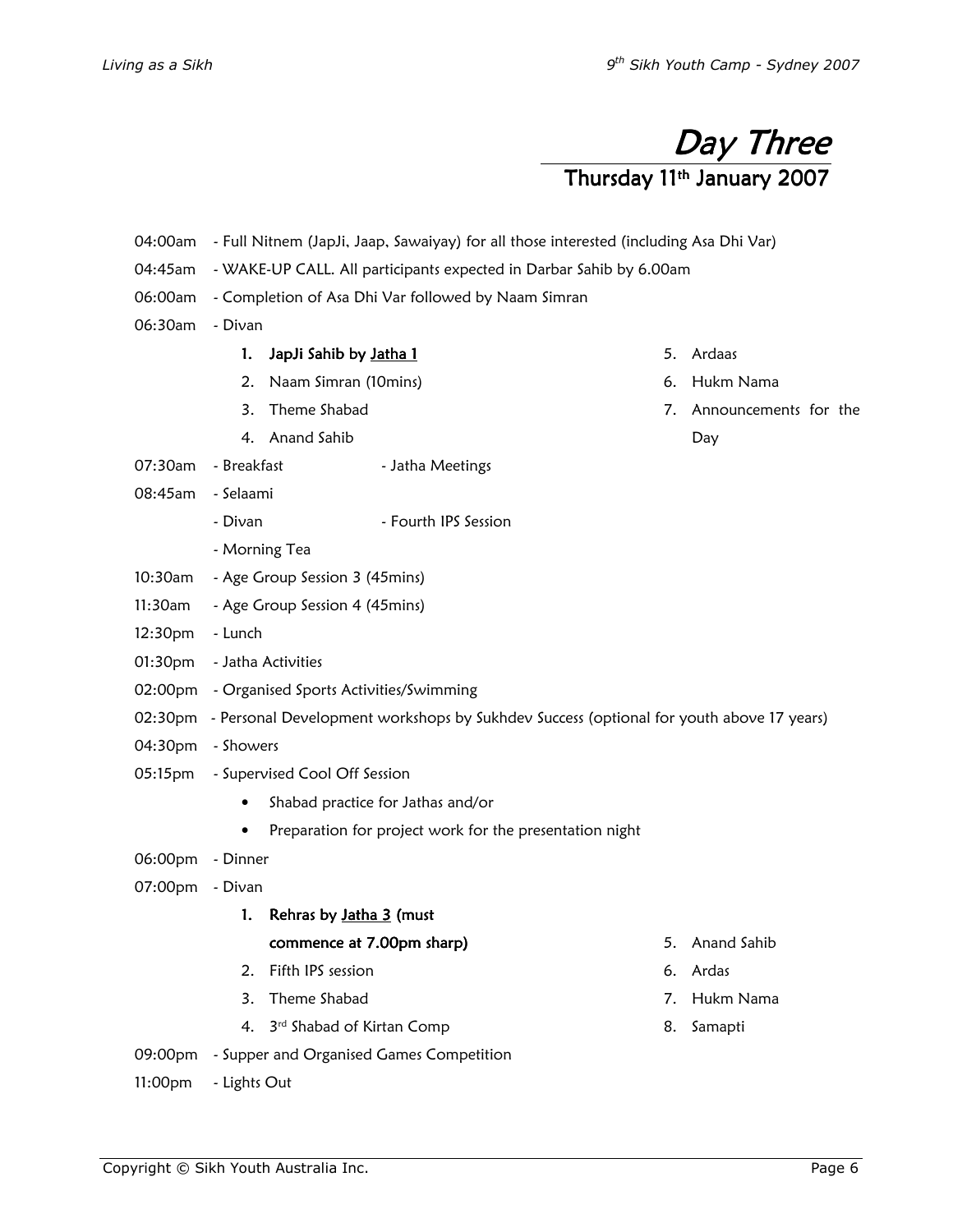# Day Three

## Thursday 11th January 2007

04:00am - Full Nitnem (JapJi, Jaap, Sawaiyay) for all those interested (including Asa Dhi Var)

04:45am - WAKE-UP CALL. All participants expected in Darbar Sahib by 6.00am

06:00am - Completion of Asa Dhi Var followed by Naam Simran

06:30am - Divan

1. **JapJi Sahib by Jatha 1**
2. Naam Simran (10mins)
3. Theme Shabad
4. Anand Sahib
5. Ardaas
6. Hukm Nama
7. Announcements for the Day

07:30am - Breakfast - Jatha Meetings

08:45am - Selaami

- Divan - Fourth IPS Session

- Morning Tea

10:30am - Age Group Session 3 (45mins)

11:30am - Age Group Session 4 (45mins)

12:30pm - Lunch

01:30pm - Jatha Activities

02:00pm - Organised Sports Activities/Swimming

02:30pm - Personal Development workshops by Sukhdev Success (optional for youth above 17 years)

04:30pm - Showers

05:15pm - Supervised Cool Off Session

- Shabad practice for Jathas and/or
- Preparation for project work for the presentation night

06:00pm - Dinner

07:00pm - Divan

1. **Rehras by Jatha 3 (must commence at 7.00pm sharp)**
2. Fifth IPS session
3. Theme Shabad
4. 3rd Shabad of Kirtan Comp
5. Anand Sahib
6. Ardas
7. Hukm Nama
8. Samapti

09:00pm - Supper and Organised Games Competition

11:00pm - Lights Out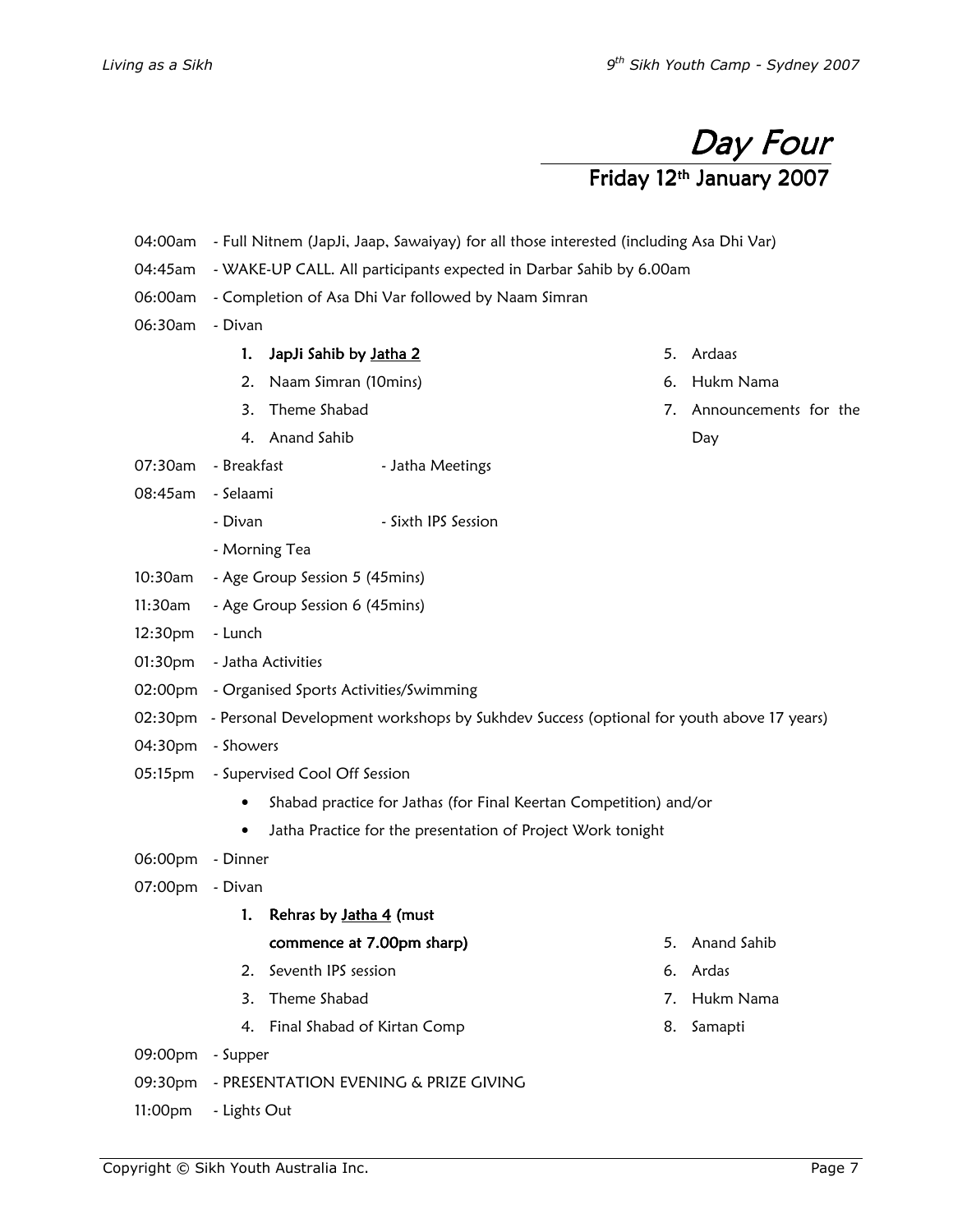# Day Four

## Friday 12th January 2007

04:00am - Full Nitnem (JapJi, Jaap, Sawaiyay) for all those interested (including Asa Dhi Var)

04:45am - WAKE-UP CALL. All participants expected in Darbar Sahib by 6.00am

06:00am - Completion of Asa Dhi Var followed by Naam Simran

06:30am - Divan

1. **JapJi Sahib by Jatha 2**
2. Naam Simran (10mins)
3. Theme Shabad
4. Anand Sahib
5. Ardaas
6. Hukm Nama
7. Announcements for the Day

07:30am - Breakfast - Jatha Meetings

08:45am - Selaami

- Divan - Sixth IPS Session
- Morning Tea

10:30am - Age Group Session 5 (45mins)

11:30am - Age Group Session 6 (45mins)

12:30pm - Lunch

01:30pm - Jatha Activities

02:00pm - Organised Sports Activities/Swimming

02:30pm - Personal Development workshops by Sukhdev Success (optional for youth above 17 years)

04:30pm - Showers

05:15pm - Supervised Cool Off Session

- Shabad practice for Jathas (for Final Keertan Competition) and/or
- Jatha Practice for the presentation of Project Work tonight

06:00pm - Dinner

07:00pm - Divan

1. **Rehras by Jatha 4 (must commence at 7.00pm sharp)**
2. Seventh IPS session
3. Theme Shabad
4. Final Shabad of Kirtan Comp
5. Anand Sahib
6. Ardas
7. Hukm Nama
8. Samapti

09:00pm - Supper

09:30pm - PRESENTATION EVENING & PRIZE GIVING

11:00pm - Lights Out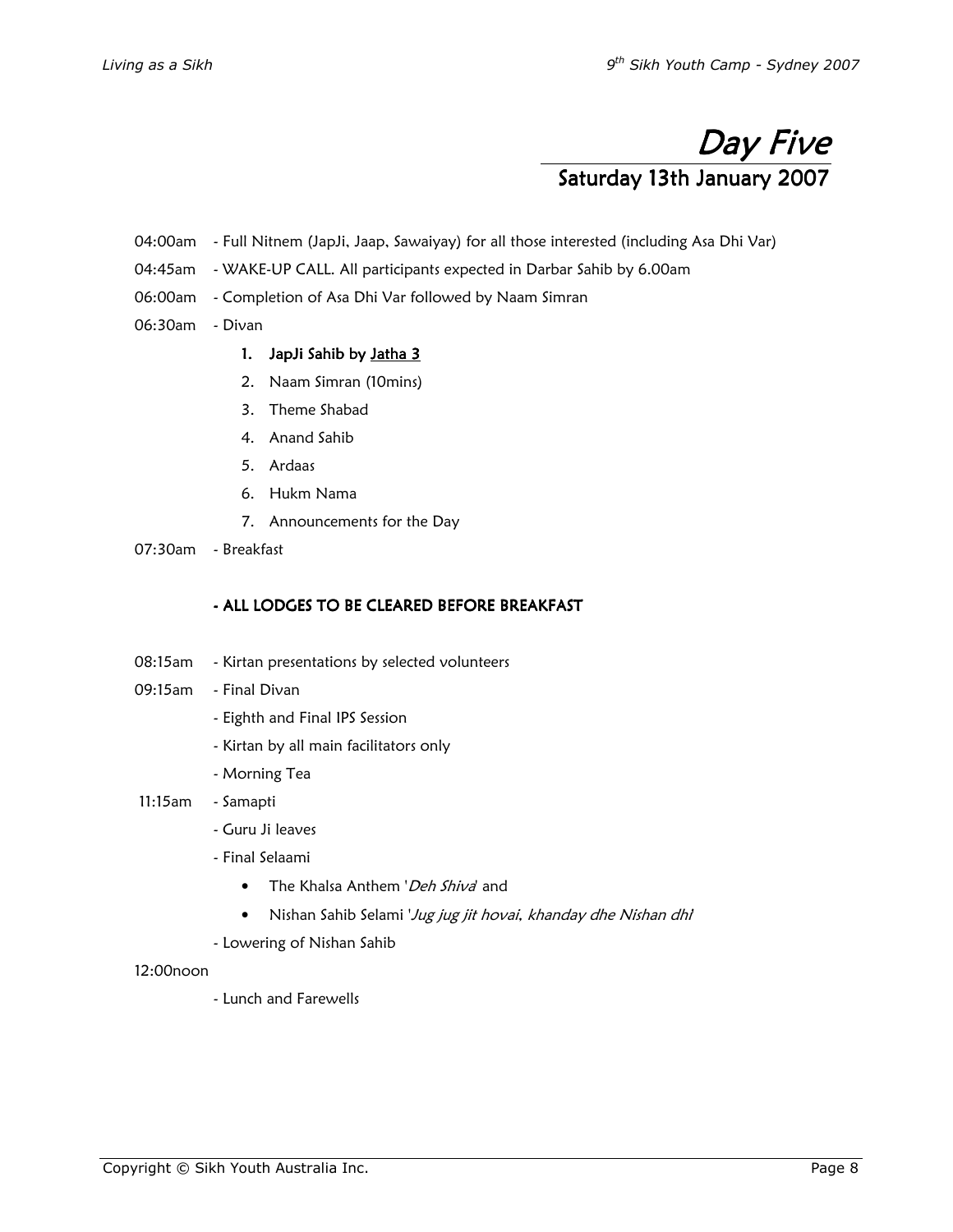# *Day Five*

## Saturday 13th January 2007

04:00am - Full Nitnem (JapJi, Jaap, Sawaiyay) for all those interested (including Asa Dhi Var)

04:45am - WAKE-UP CALL. All participants expected in Darbar Sahib by 6.00am

06:00am - Completion of Asa Dhi Var followed by Naam Simran

06:30am - Divan

1. **JapJi Sahib by Jatha 3**
2. Naam Simran (10mins)
3. Theme Shabad
4. Anand Sahib
5. Ardaas
6. Hukm Nama
7. Announcements for the Day

07:30am - Breakfast

**- ALL LODGES TO BE CLEARED BEFORE BREAKFAST**

08:15am - Kirtan presentations by selected volunteers

09:15am - Final Divan

- Eighth and Final IPS Session
- Kirtan by all main facilitators only
- Morning Tea

11:15am - Samapti

- Guru Ji leaves
- Final Selaami
  - The Khalsa Anthem '*Deh Shiva*' and
  - Nishan Sahib Selami '*Jug jug jit hovai, khanday dhe Nishan dhi*'
- Lowering of Nishan Sahib

12:00noon

- Lunch and Farewells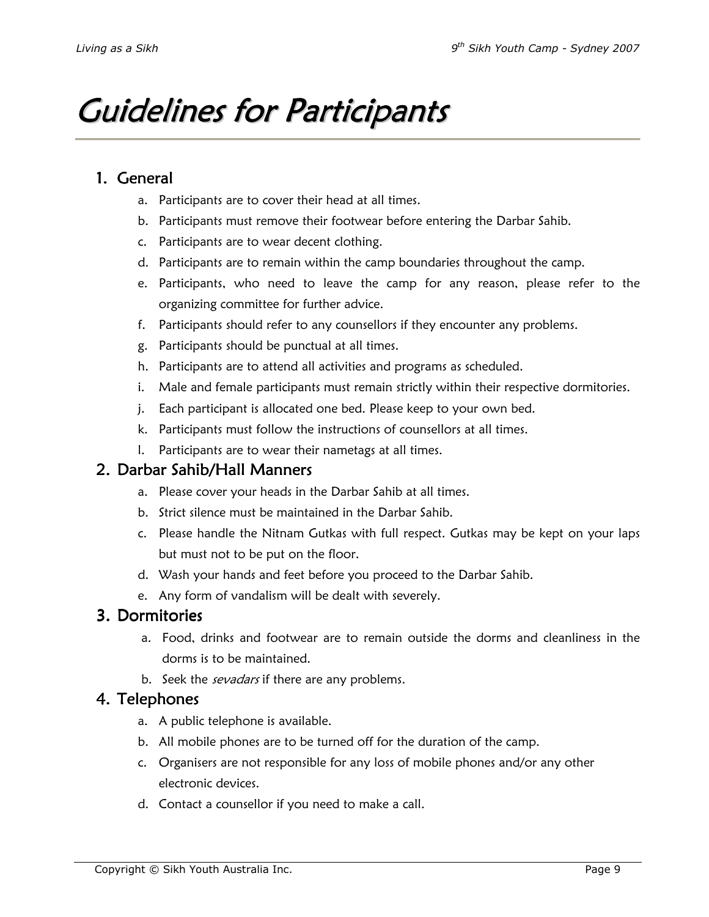# Guidelines for Participants

## 1. General

a. Participants are to cover their head at all times.
b. Participants must remove their footwear before entering the Darbar Sahib.
c. Participants are to wear decent clothing.
d. Participants are to remain within the camp boundaries throughout the camp.
e. Participants, who need to leave the camp for any reason, please refer to the organizing committee for further advice.
f. Participants should refer to any counsellors if they encounter any problems.
g. Participants should be punctual at all times.
h. Participants are to attend all activities and programs as scheduled.
i. Male and female participants must remain strictly within their respective dormitories.
j. Each participant is allocated one bed. Please keep to your own bed.
k. Participants must follow the instructions of counsellors at all times.
l. Participants are to wear their nametags at all times.

## 2. Darbar Sahib/Hall Manners

a. Please cover your heads in the Darbar Sahib at all times.
b. Strict silence must be maintained in the Darbar Sahib.
c. Please handle the Nitnam Gutkas with full respect. Gutkas may be kept on your laps but must not to be put on the floor.
d. Wash your hands and feet before you proceed to the Darbar Sahib.
e. Any form of vandalism will be dealt with severely.

## 3. Dormitories

a. Food, drinks and footwear are to remain outside the dorms and cleanliness in the dorms is to be maintained.
b. Seek the *sevadars* if there are any problems.

## 4. Telephones

a. A public telephone is available.
b. All mobile phones are to be turned off for the duration of the camp.
c. Organisers are not responsible for any loss of mobile phones and/or any other electronic devices.
d. Contact a counsellor if you need to make a call.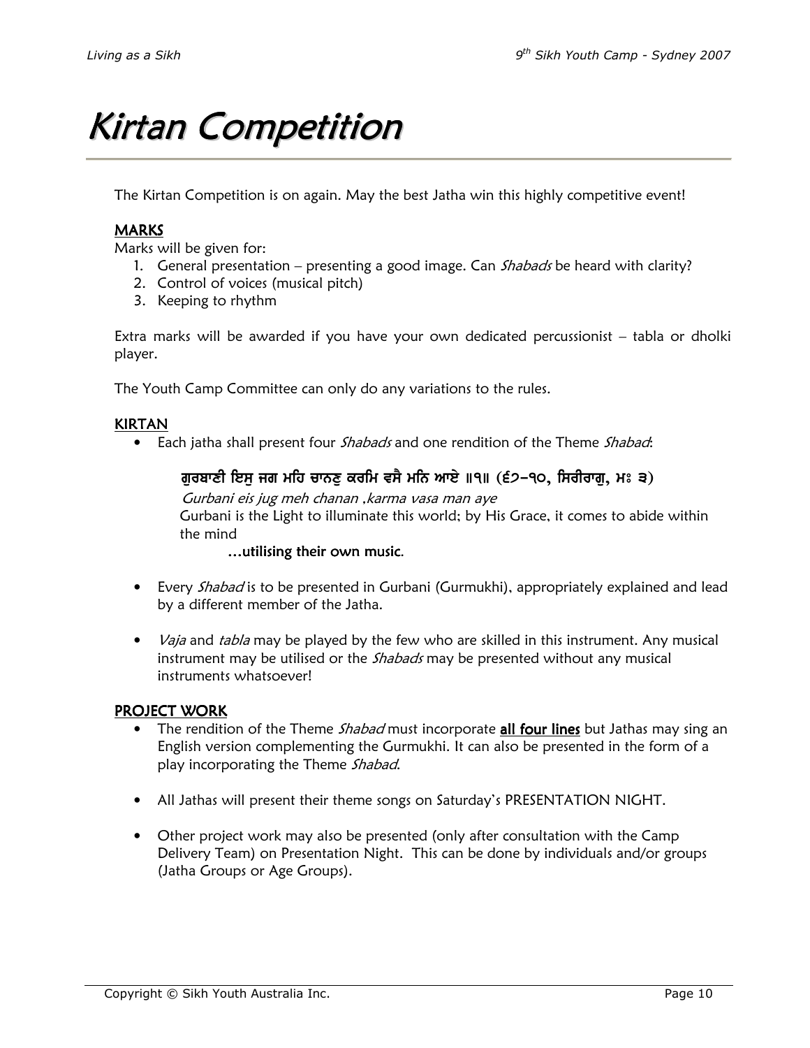# Kirtan Competition

The Kirtan Competition is on again. May the best Jatha win this highly competitive event!

**MARKS**

Marks will be given for:

1. General presentation – presenting a good image. Can *Shabads* be heard with clarity?
2. Control of voices (musical pitch)
3. Keeping to rhythm

Extra marks will be awarded if you have your own dedicated percussionist – tabla or dholki player.

The Youth Camp Committee can only do any variations to the rules.

**KIRTAN**

- Each jatha shall present four *Shabads* and one rendition of the Theme *Shabad*:

  **ਗੁਰਬਾਣੀ ਇਸੁ ਜਗ ਮਹਿ ਚਾਨਣੁ ਕਰਮਿ ਵਸੈ ਮਨਿ ਆਇ ॥੧॥ (੬੭-੧੦, ਸਿਰੀਰਾਗੁ, ਮਃ ੩)**

  *Gurbani eis jug meh chanan ,karma vasa man aye*

  Gurbani is the Light to illuminate this world; by His Grace, it comes to abide within the mind

  **…utilising their own music.**

- Every *Shabad* is to be presented in Gurbani (Gurmukhi), appropriately explained and lead by a different member of the Jatha.

- *Vaja* and *tabla* may be played by the few who are skilled in this instrument. Any musical instrument may be utilised or the *Shabads* may be presented without any musical instruments whatsoever!

**PROJECT WORK**

- The rendition of the Theme *Shabad* must incorporate **all four lines** but Jathas may sing an English version complementing the Gurmukhi. It can also be presented in the form of a play incorporating the Theme *Shabad*.

- All Jathas will present their theme songs on Saturday's PRESENTATION NIGHT.

- Other project work may also be presented (only after consultation with the Camp Delivery Team) on Presentation Night. This can be done by individuals and/or groups (Jatha Groups or Age Groups).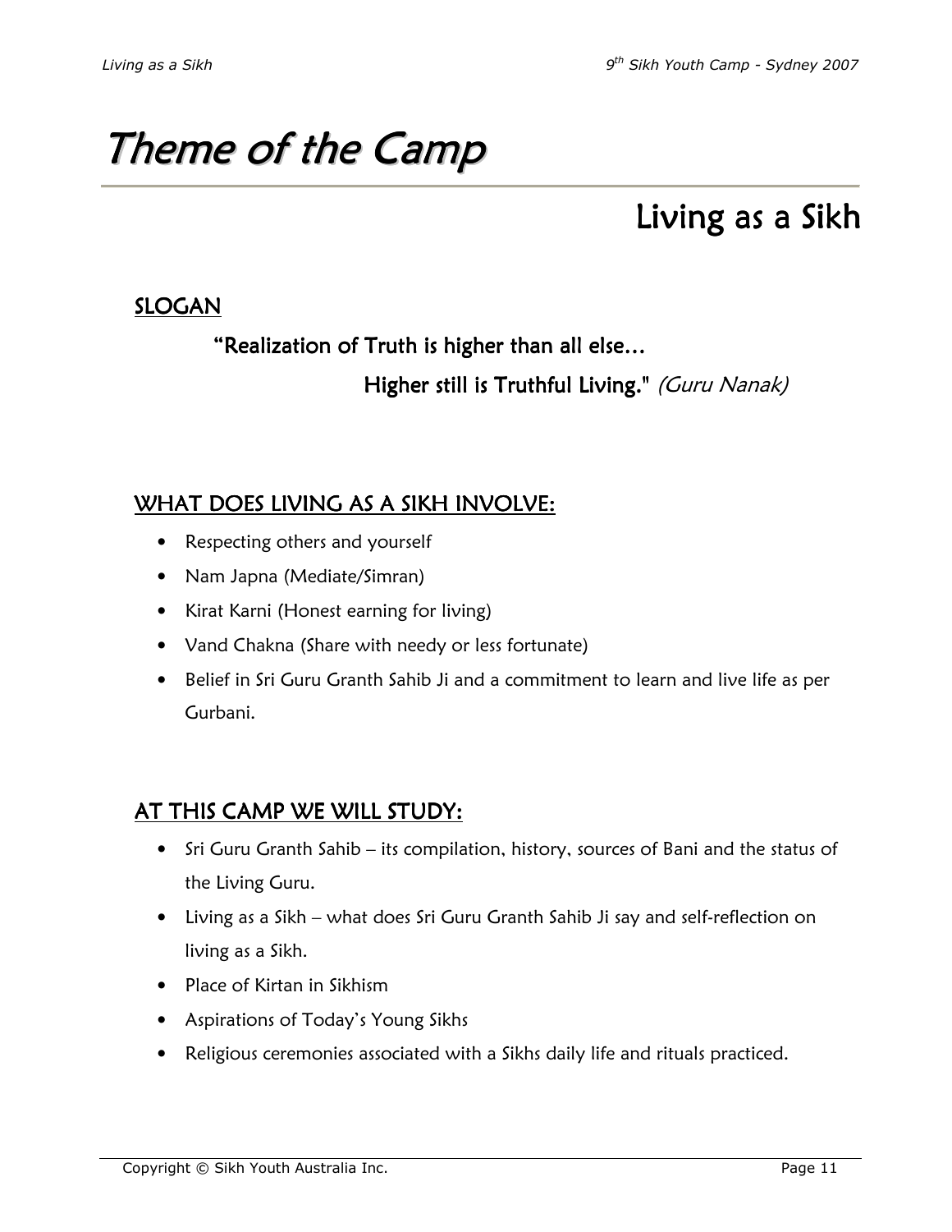# Theme of the Camp

## Living as a Sikh

### SLOGAN

**"Realization of Truth is higher than all else…**

**Higher still is Truthful Living."** *(Guru Nanak)*

### WHAT DOES LIVING AS A SIKH INVOLVE:

- Respecting others and yourself
- Nam Japna (Mediate/Simran)
- Kirat Karni (Honest earning for living)
- Vand Chakna (Share with needy or less fortunate)
- Belief in Sri Guru Granth Sahib Ji and a commitment to learn and live life as per Gurbani.

### AT THIS CAMP WE WILL STUDY:

- Sri Guru Granth Sahib – its compilation, history, sources of Bani and the status of the Living Guru.
- Living as a Sikh – what does Sri Guru Granth Sahib Ji say and self-reflection on living as a Sikh.
- Place of Kirtan in Sikhism
- Aspirations of Today's Young Sikhs
- Religious ceremonies associated with a Sikhs daily life and rituals practiced.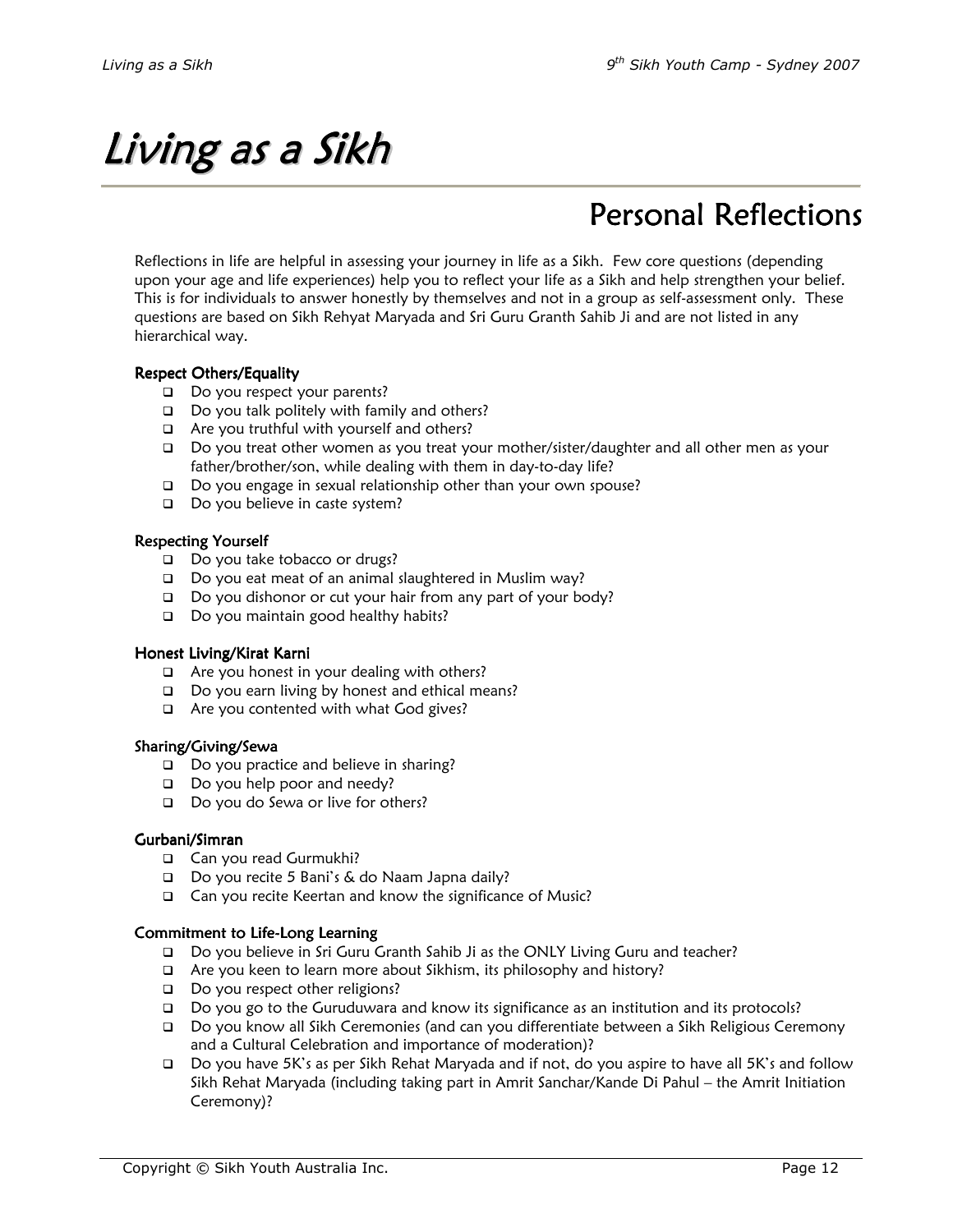# Living as a Sikh

## Personal Reflections

Reflections in life are helpful in assessing your journey in life as a Sikh. Few core questions (depending upon your age and life experiences) help you to reflect your life as a Sikh and help strengthen your belief. This is for individuals to answer honestly by themselves and not in a group as self-assessment only. These questions are based on Sikh Rehyat Maryada and Sri Guru Granth Sahib Ji and are not listed in any hierarchical way.

**Respect Others/Equality**

- Do you respect your parents?
- Do you talk politely with family and others?
- Are you truthful with yourself and others?
- Do you treat other women as you treat your mother/sister/daughter and all other men as your father/brother/son, while dealing with them in day-to-day life?
- Do you engage in sexual relationship other than your own spouse?
- Do you believe in caste system?

**Respecting Yourself**

- Do you take tobacco or drugs?
- Do you eat meat of an animal slaughtered in Muslim way?
- Do you dishonor or cut your hair from any part of your body?
- Do you maintain good healthy habits?

**Honest Living/Kirat Karni**

- Are you honest in your dealing with others?
- Do you earn living by honest and ethical means?
- Are you contented with what God gives?

**Sharing/Giving/Sewa**

- Do you practice and believe in sharing?
- Do you help poor and needy?
- Do you do Sewa or live for others?

**Gurbani/Simran**

- Can you read Gurmukhi?
- Do you recite 5 Bani's & do Naam Japna daily?
- Can you recite Keertan and know the significance of Music?

**Commitment to Life-Long Learning**

- Do you believe in Sri Guru Granth Sahib Ji as the ONLY Living Guru and teacher?
- Are you keen to learn more about Sikhism, its philosophy and history?
- Do you respect other religions?
- Do you go to the Guruduwara and know its significance as an institution and its protocols?
- Do you know all Sikh Ceremonies (and can you differentiate between a Sikh Religious Ceremony and a Cultural Celebration and importance of moderation)?
- Do you have 5K's as per Sikh Rehat Maryada and if not, do you aspire to have all 5K's and follow Sikh Rehat Maryada (including taking part in Amrit Sanchar/Kande Di Pahul – the Amrit Initiation Ceremony)?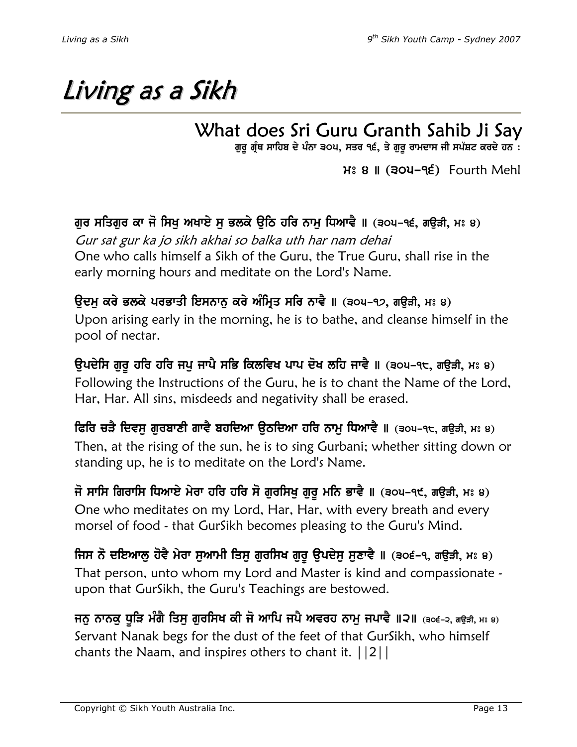# Living as a Sikh

## What does Sri Guru Granth Sahib Ji Say

ਗੁਰੂ ਗ੍ਰੰਥ ਸਾਹਿਬ ਦੇ ਪੰਨਾ ੩੦੫, ਸਤਰ ੧੬, ਤੇ ਗੁਰੂ ਰਾਮਦਾਸ ਜੀ ਸਪੱਸ਼ਟ ਕਰਦੇ ਹਨ :

**ਮਃ ੪ ॥ (੩੦੫-੧੬)** Fourth Mehl

**ਗੁਰ ਸਤਿਗੁਰ ਕਾ ਜੋ ਸਿਖੁ ਅਖਾਏ ਸੁ ਭਲਕੇ ਉਠਿ ਹਰਿ ਨਾਮੁ ਧਿਆਵੈ ॥ (੩੦੫-੧੬, ਗਉੜੀ, ਮਃ ੪)**

*Gur sat gur ka jo sikh akhai so balka uth har nam dehai*

One who calls himself a Sikh of the Guru, the True Guru, shall rise in the early morning hours and meditate on the Lord's Name.

**ਉਦਮੁ ਕਰੇ ਭਲਕੇ ਪਰਭਾਤੀ ਇਸਨਾਨੁ ਕਰੇ ਅੰਮ੍ਰਿਤ ਸਰਿ ਨਾਵੈ ॥ (੩੦੫-੧੭, ਗਉੜੀ, ਮਃ ੪)**

Upon arising early in the morning, he is to bathe, and cleanse himself in the pool of nectar.

**ਉਪਦੇਸਿ ਗੁਰੂ ਹਰਿ ਹਰਿ ਜਪੁ ਜਾਪੈ ਸਭਿ ਕਿਲਵਿਖ ਪਾਪ ਦੋਖ ਲਹਿ ਜਾਵੈ ॥ (੩੦੫-੧੮, ਗਉੜੀ, ਮਃ ੪)**

Following the Instructions of the Guru, he is to chant the Name of the Lord, Har, Har. All sins, misdeeds and negativity shall be erased.

**ਫਿਰਿ ਚੜੈ ਦਿਵਸੁ ਗੁਰਬਾਣੀ ਗਾਵੈ ਬਹਦਿਆ ਉਠਦਿਆ ਹਰਿ ਨਾਮੁ ਧਿਆਵੈ ॥ (੩੦੫-੧੮, ਗਉੜੀ, ਮਃ ੪)**

Then, at the rising of the sun, he is to sing Gurbani; whether sitting down or standing up, he is to meditate on the Lord's Name.

**ਜੋ ਸਾਸਿ ਗਿਰਾਸਿ ਧਿਆਏ ਮੇਰਾ ਹਰਿ ਹਰਿ ਸੋ ਗੁਰਸਿਖੁ ਗੁਰੂ ਮਨਿ ਭਾਵੈ ॥ (੩੦੫-੧੯, ਗਉੜੀ, ਮਃ ੪)**

One who meditates on my Lord, Har, Har, with every breath and every morsel of food - that GurSikh becomes pleasing to the Guru's Mind.

**ਜਿਸ ਨੋ ਦਇਆਲੁ ਹੋਵੈ ਮੇਰਾ ਸੁਆਮੀ ਤਿਸੁ ਗੁਰਸਿਖ ਗੁਰੂ ਉਪਦੇਸੁ ਸੁਣਾਵੈ ॥ (੩੦੬-੧, ਗਉੜੀ, ਮਃ ੪)**

That person, unto whom my Lord and Master is kind and compassionate - upon that GurSikh, the Guru's Teachings are bestowed.

**ਜਨੁ ਨਾਨਕੁ ਧੂੜਿ ਮੰਗੈ ਤਿਸੁ ਗੁਰਸਿਖ ਕੀ ਜੋ ਆਪਿ ਜਪੈ ਅਵਰਹ ਨਾਮੁ ਜਪਾਵੈ ॥੨॥ (੩੦੬-੨, ਗਉੜੀ, ਮਃ ੪)**

Servant Nanak begs for the dust of the feet of that GurSikh, who himself chants the Naam, and inspires others to chant it. ||2||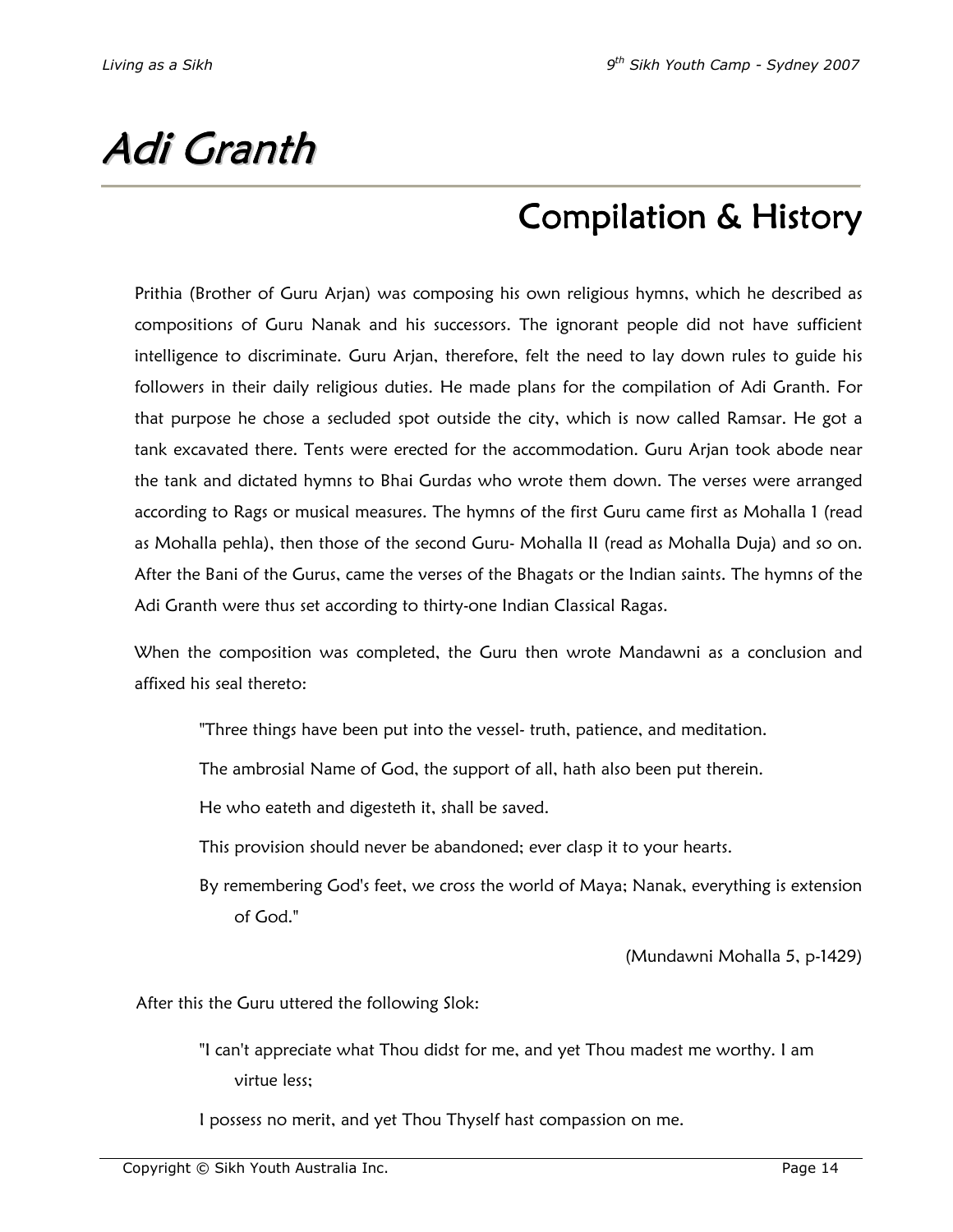# Adi Granth

## Compilation & History

Prithia (Brother of Guru Arjan) was composing his own religious hymns, which he described as compositions of Guru Nanak and his successors. The ignorant people did not have sufficient intelligence to discriminate. Guru Arjan, therefore, felt the need to lay down rules to guide his followers in their daily religious duties. He made plans for the compilation of Adi Granth. For that purpose he chose a secluded spot outside the city, which is now called Ramsar. He got a tank excavated there. Tents were erected for the accommodation. Guru Arjan took abode near the tank and dictated hymns to Bhai Gurdas who wrote them down. The verses were arranged according to Rags or musical measures. The hymns of the first Guru came first as Mohalla 1 (read as Mohalla pehla), then those of the second Guru- Mohalla II (read as Mohalla Duja) and so on. After the Bani of the Gurus, came the verses of the Bhagats or the Indian saints. The hymns of the Adi Granth were thus set according to thirty-one Indian Classical Ragas.

When the composition was completed, the Guru then wrote Mandawni as a conclusion and affixed his seal thereto:

> "Three things have been put into the vessel- truth, patience, and meditation.
>
> The ambrosial Name of God, the support of all, hath also been put therein.
>
> He who eateth and digesteth it, shall be saved.
>
> This provision should never be abandoned; ever clasp it to your hearts.
>
> By remembering God's feet, we cross the world of Maya; Nanak, everything is extension of God."

(Mundawni Mohalla 5, p-1429)

After this the Guru uttered the following Slok:

> "I can't appreciate what Thou didst for me, and yet Thou madest me worthy. I am virtue less;
>
> I possess no merit, and yet Thou Thyself hast compassion on me.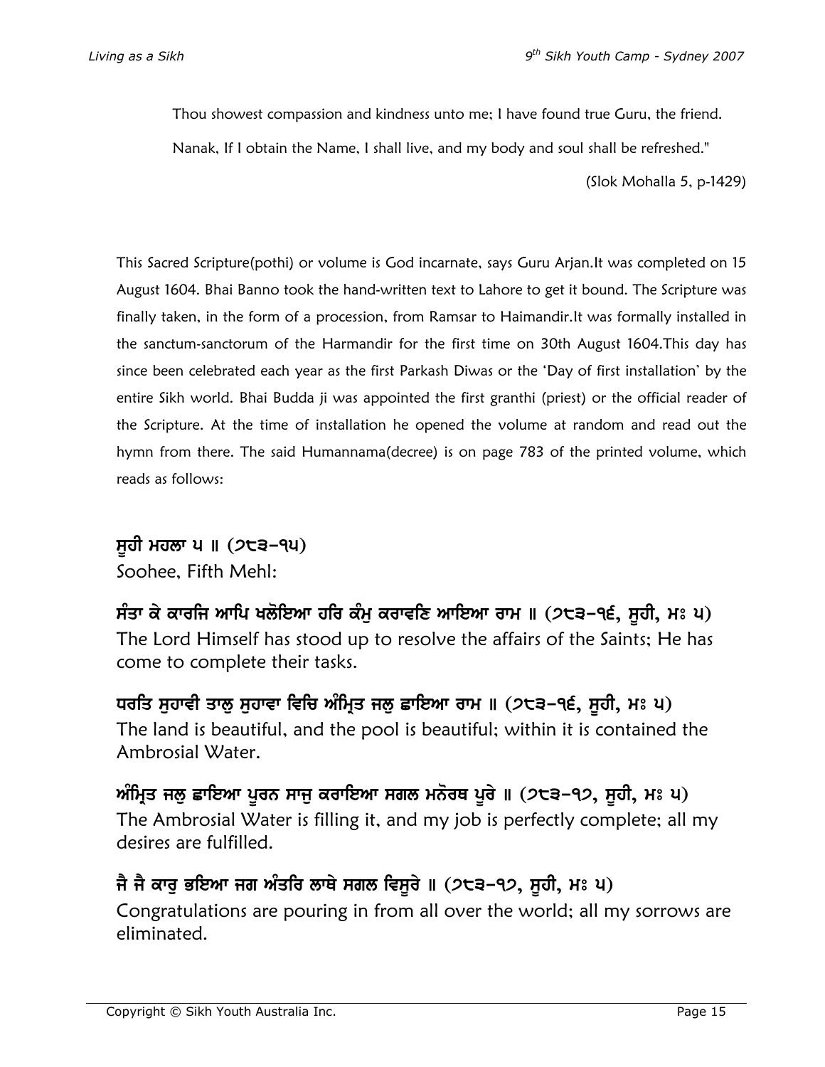Thou showest compassion and kindness unto me; I have found true Guru, the friend.

Nanak, If I obtain the Name, I shall live, and my body and soul shall be refreshed."

(Slok Mohalla 5, p-1429)

This Sacred Scripture(pothi) or volume is God incarnate, says Guru Arjan.It was completed on 15 August 1604. Bhai Banno took the hand-written text to Lahore to get it bound. The Scripture was finally taken, in the form of a procession, from Ramsar to Haimandir.It was formally installed in the sanctum-sanctorum of the Harmandir for the first time on 30th August 1604.This day has since been celebrated each year as the first Parkash Diwas or the 'Day of first installation' by the entire Sikh world. Bhai Budda ji was appointed the first granthi (priest) or the official reader of the Scripture. At the time of installation he opened the volume at random and read out the hymn from there. The said Humannama(decree) is on page 783 of the printed volume, which reads as follows:

**ਸੂਹੀ ਮਹਲਾ ੫ ॥ (੭੮੩-੧੫)**
Soohee, Fifth Mehl:

**ਸੰਤਾ ਕੇ ਕਾਰਜਿ ਆਪਿ ਖਲੋਇਆ ਹਰਿ ਕੰਮੁ ਕਰਾਵਣਿ ਆਇਆ ਰਾਮ ॥ (੭੮੩-੧੬, ਸੂਹੀ, ਮਃ ੫)**
The Lord Himself has stood up to resolve the affairs of the Saints; He has come to complete their tasks.

**ਧਰਤਿ ਸੁਹਾਵੀ ਤਾਲੁ ਸੁਹਾਵਾ ਵਿਚਿ ਅੰਮ੍ਰਿਤ ਜਲੁ ਛਾਇਆ ਰਾਮ ॥ (੭੮੩-੧੬, ਸੂਹੀ, ਮਃ ੫)**
The land is beautiful, and the pool is beautiful; within it is contained the Ambrosial Water.

**ਅੰਮ੍ਰਿਤ ਜਲੁ ਛਾਇਆ ਪੂਰਨ ਸਾਜੁ ਕਰਾਇਆ ਸਗਲ ਮਨੋਰਥ ਪੂਰੇ ॥ (੭੮੩-੧੭, ਸੂਹੀ, ਮਃ ੫)**
The Ambrosial Water is filling it, and my job is perfectly complete; all my desires are fulfilled.

**ਜੈ ਜੈ ਕਾਰੁ ਭਇਆ ਜਗ ਅੰਤਰਿ ਲਾਥੇ ਸਗਲ ਵਿਸੂਰੇ ॥ (੭੮੩-੧੭, ਸੂਹੀ, ਮਃ ੫)**
Congratulations are pouring in from all over the world; all my sorrows are eliminated.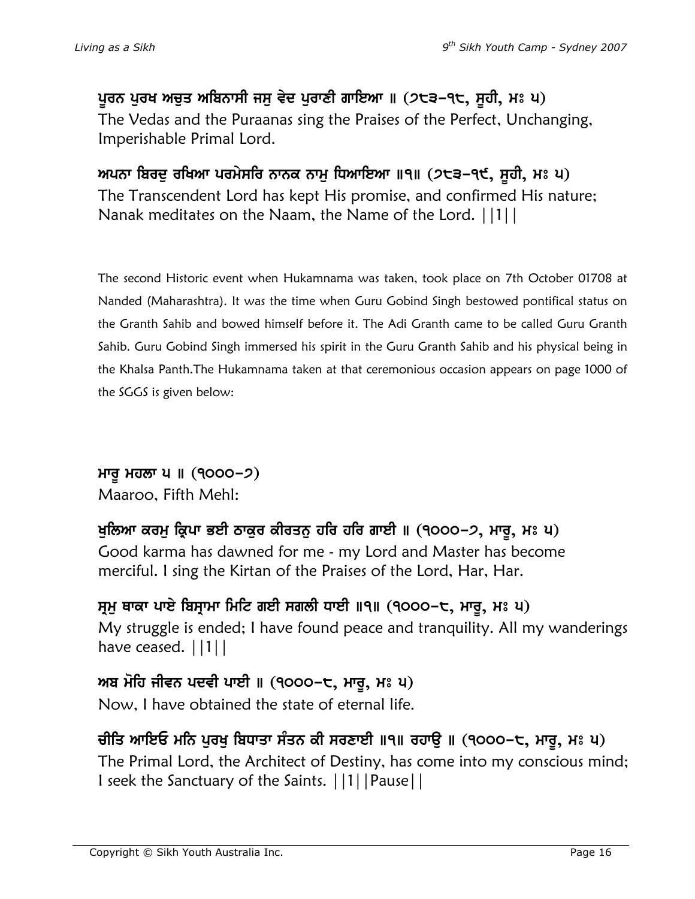**ਪੂਰਨ ਪੁਰਖ ਅਚੁਤ ਅਬਿਨਾਸੀ ਜਸੁ ਵੇਦ ਪੁਰਾਣੀ ਗਾਇਆ ॥ (੭੮੩-੧੮, ਸੂਹੀ, ਮਃ ੫)**

The Vedas and the Puraanas sing the Praises of the Perfect, Unchanging, Imperishable Primal Lord.

**ਅਪਨਾ ਬਿਰਦੁ ਰਖਿਆ ਪਰਮੇਸਰਿ ਨਾਨਕ ਨਾਮੁ ਧਿਆਇਆ ॥੧॥ (੭੮੩-੧੯, ਸੂਹੀ, ਮਃ ੫)**

The Transcendent Lord has kept His promise, and confirmed His nature; Nanak meditates on the Naam, the Name of the Lord. ||1||

The second Historic event when Hukamnama was taken, took place on 7th October 01708 at Nanded (Maharashtra). It was the time when Guru Gobind Singh bestowed pontifical status on the Granth Sahib and bowed himself before it. The Adi Granth came to be called Guru Granth Sahib. Guru Gobind Singh immersed his spirit in the Guru Granth Sahib and his physical being in the Khalsa Panth.The Hukamnama taken at that ceremonious occasion appears on page 1000 of the SGGS is given below:

**ਮਾਰੂ ਮਹਲਾ ੫ ॥ (੧੦੦੦-੭)**

Maaroo, Fifth Mehl:

**ਖੁਲਿਆ ਕਰਮੁ ਕ੍ਰਿਪਾ ਭਈ ਠਾਕੁਰ ਕੀਰਤਨੁ ਹਰਿ ਹਰਿ ਗਾਈ ॥ (੧੦੦੦-੭, ਮਾਰੂ, ਮਃ ੫)**

Good karma has dawned for me - my Lord and Master has become merciful. I sing the Kirtan of the Praises of the Lord, Har, Har.

**ਸ੍ਰਮੁ ਥਾਕਾ ਪਾਏ ਬਿਸ੍ਰਾਮਾ ਮਿਟਿ ਗਈ ਸਗਲੀ ਧਾਈ ॥੧॥ (੧੦੦੦-੮, ਮਾਰੂ, ਮਃ ੫)**

My struggle is ended; I have found peace and tranquility. All my wanderings have ceased. ||1||

**ਅਬ ਮੋਹਿ ਜੀਵਨ ਪਦਵੀ ਪਾਈ ॥ (੧੦੦੦-੮, ਮਾਰੂ, ਮਃ ੫)**

Now, I have obtained the state of eternal life.

**ਚੀਤਿ ਆਇਓ ਮਨਿ ਪੁਰਖੁ ਬਿਧਾਤਾ ਸੰਤਨ ਕੀ ਸਰਣਾਈ ॥੧॥ ਰਹਾਉ ॥ (੧੦੦੦-੮, ਮਾਰੂ, ਮਃ ੫)**

The Primal Lord, the Architect of Destiny, has come into my conscious mind; I seek the Sanctuary of the Saints. ||1||Pause||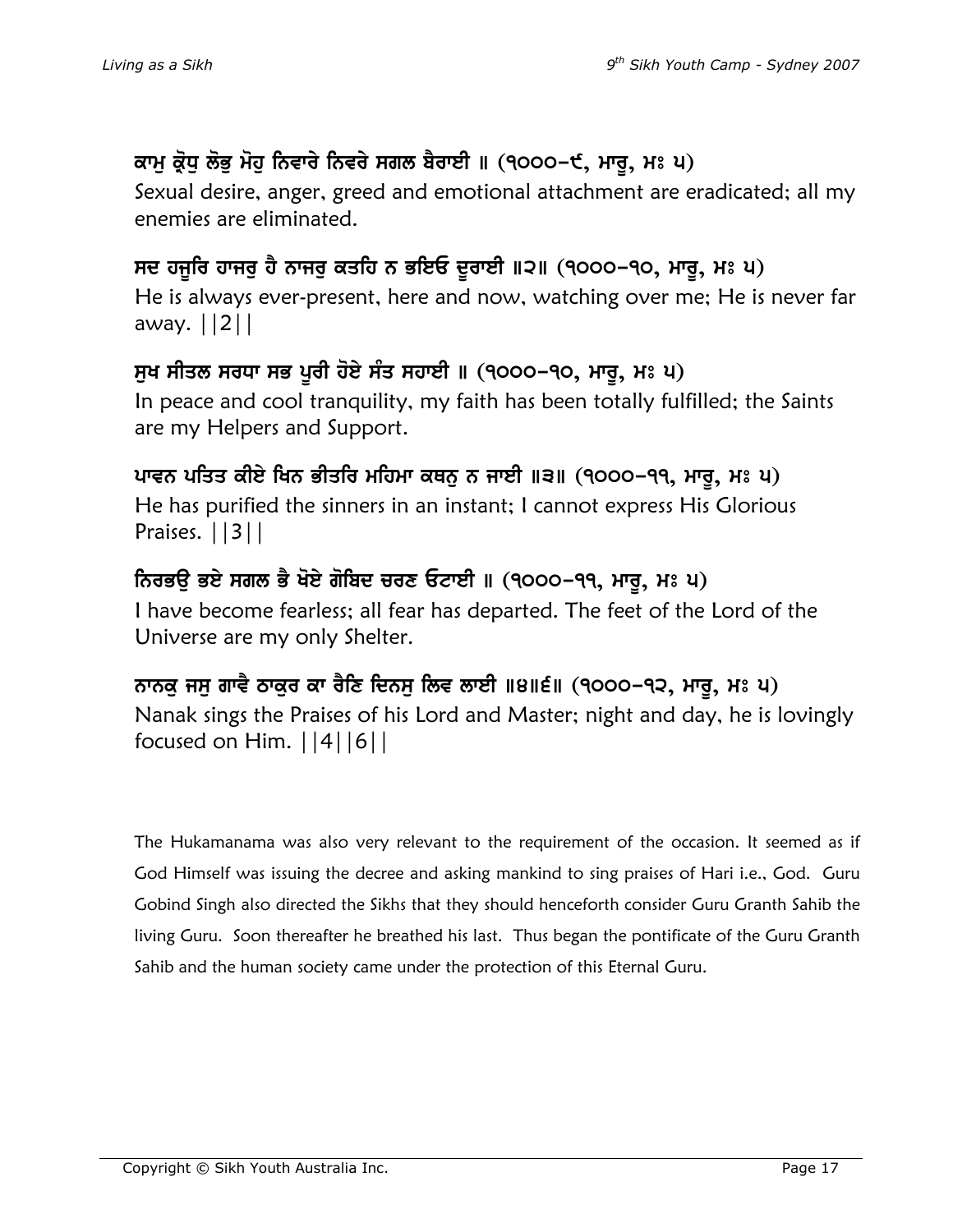**ਕਾਮੁ ਕ੍ਰੋਧੁ ਲੋਭੁ ਮੋਹੁ ਨਿਵਾਰੇ ਨਿਵਰੇ ਸਗਲ ਬੈਰਾਈ ॥ (੧੦੦੦-੯, ਮਾਰੂ, ਮਃ ੫)**

Sexual desire, anger, greed and emotional attachment are eradicated; all my enemies are eliminated.

**ਸਦ ਹਜੂਰਿ ਹਾਜਰੁ ਹੈ ਨਾਜਰੁ ਕਤਹਿ ਨ ਭਇਓ ਦੂਰਾਈ ॥੨॥ (੧੦੦੦-੧੦, ਮਾਰੂ, ਮਃ ੫)**

He is always ever-present, here and now, watching over me; He is never far away. ||2||

**ਸੁਖ ਸੀਤਲ ਸਰਧਾ ਸਭ ਪੂਰੀ ਹੋਏ ਸੰਤ ਸਹਾਈ ॥ (੧੦੦੦-੧੦, ਮਾਰੂ, ਮਃ ੫)**

In peace and cool tranquility, my faith has been totally fulfilled; the Saints are my Helpers and Support.

**ਪਾਵਨ ਪਤਿਤ ਕੀਏ ਖਿਨ ਭੀਤਰਿ ਮਹਿਮਾ ਕਥਨੁ ਨ ਜਾਈ ॥੩॥ (੧੦੦੦-੧੧, ਮਾਰੂ, ਮਃ ੫)**

He has purified the sinners in an instant; I cannot express His Glorious Praises. ||3||

**ਨਿਰਭਉ ਭਏ ਸਗਲ ਭੈ ਖੋਏ ਗੋਬਿਦ ਚਰਣ ਓਟਾਈ ॥ (੧੦੦੦-੧੧, ਮਾਰੂ, ਮਃ ੫)**

I have become fearless; all fear has departed. The feet of the Lord of the Universe are my only Shelter.

**ਨਾਨਕੁ ਜਸੁ ਗਾਵੈ ਠਾਕੁਰ ਕਾ ਰੈਣਿ ਦਿਨਸੁ ਲਿਵ ਲਾਈ ॥੪॥੬॥ (੧੦੦੦-੧੨, ਮਾਰੂ, ਮਃ ੫)**

Nanak sings the Praises of his Lord and Master; night and day, he is lovingly focused on Him. ||4||6||

The Hukamanama was also very relevant to the requirement of the occasion. It seemed as if God Himself was issuing the decree and asking mankind to sing praises of Hari i.e., God. Guru Gobind Singh also directed the Sikhs that they should henceforth consider Guru Granth Sahib the living Guru. Soon thereafter he breathed his last. Thus began the pontificate of the Guru Granth Sahib and the human society came under the protection of this Eternal Guru.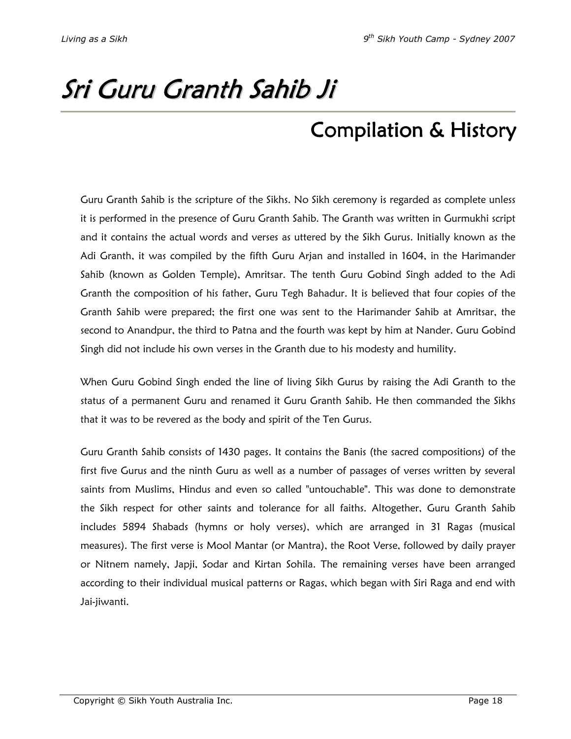# Sri Guru Granth Sahib Ji

## Compilation & History

Guru Granth Sahib is the scripture of the Sikhs. No Sikh ceremony is regarded as complete unless it is performed in the presence of Guru Granth Sahib. The Granth was written in Gurmukhi script and it contains the actual words and verses as uttered by the Sikh Gurus. Initially known as the Adi Granth, it was compiled by the fifth Guru Arjan and installed in 1604, in the Harimander Sahib (known as Golden Temple), Amritsar. The tenth Guru Gobind Singh added to the Adi Granth the composition of his father, Guru Tegh Bahadur. It is believed that four copies of the Granth Sahib were prepared; the first one was sent to the Harimander Sahib at Amritsar, the second to Anandpur, the third to Patna and the fourth was kept by him at Nander. Guru Gobind Singh did not include his own verses in the Granth due to his modesty and humility.

When Guru Gobind Singh ended the line of living Sikh Gurus by raising the Adi Granth to the status of a permanent Guru and renamed it Guru Granth Sahib. He then commanded the Sikhs that it was to be revered as the body and spirit of the Ten Gurus.

Guru Granth Sahib consists of 1430 pages. It contains the Banis (the sacred compositions) of the first five Gurus and the ninth Guru as well as a number of passages of verses written by several saints from Muslims, Hindus and even so called "untouchable". This was done to demonstrate the Sikh respect for other saints and tolerance for all faiths. Altogether, Guru Granth Sahib includes 5894 Shabads (hymns or holy verses), which are arranged in 31 Ragas (musical measures). The first verse is Mool Mantar (or Mantra), the Root Verse, followed by daily prayer or Nitnem namely, Japji, Sodar and Kirtan Sohila. The remaining verses have been arranged according to their individual musical patterns or Ragas, which began with Siri Raga and end with Jai-jiwanti.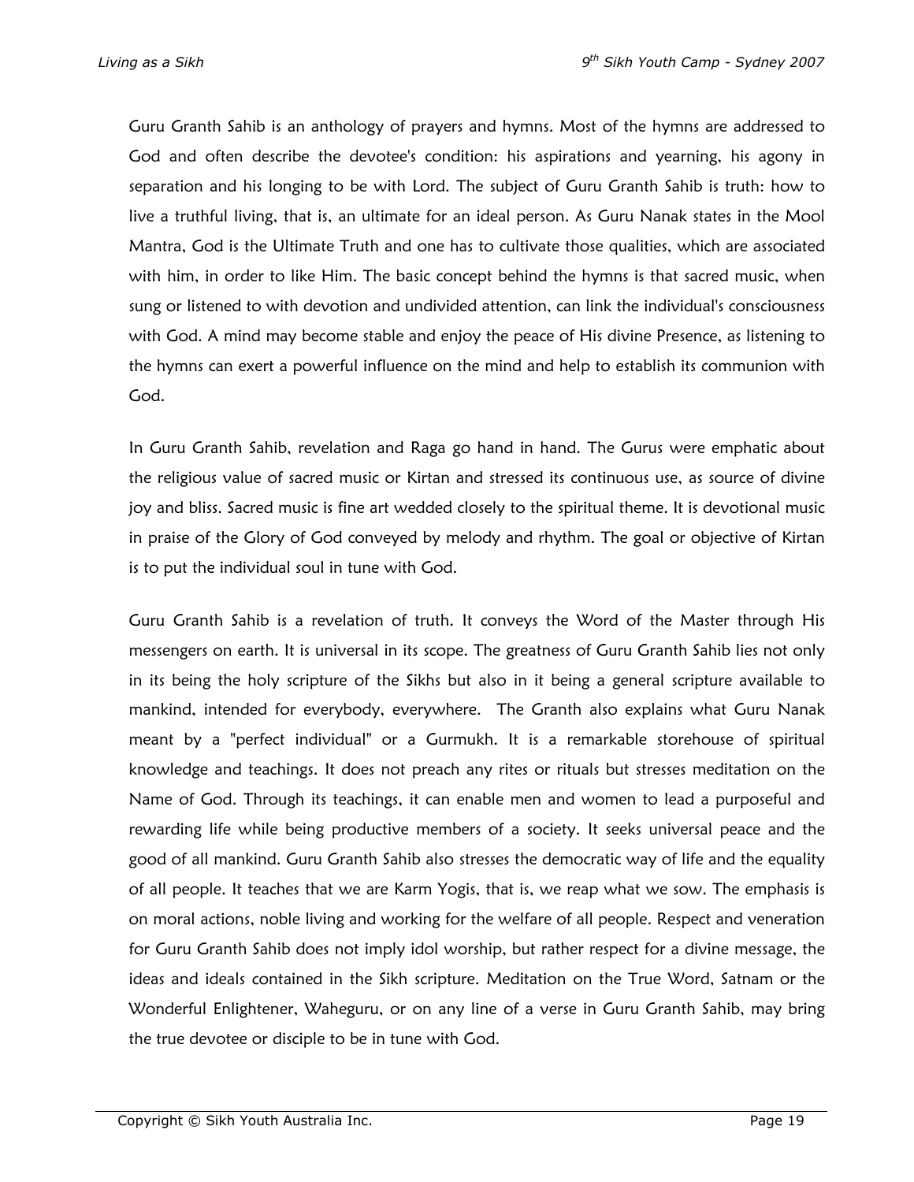Guru Granth Sahib is an anthology of prayers and hymns. Most of the hymns are addressed to God and often describe the devotee's condition: his aspirations and yearning, his agony in separation and his longing to be with Lord. The subject of Guru Granth Sahib is truth: how to live a truthful living, that is, an ultimate for an ideal person. As Guru Nanak states in the Mool Mantra, God is the Ultimate Truth and one has to cultivate those qualities, which are associated with him, in order to like Him. The basic concept behind the hymns is that sacred music, when sung or listened to with devotion and undivided attention, can link the individual's consciousness with God. A mind may become stable and enjoy the peace of His divine Presence, as listening to the hymns can exert a powerful influence on the mind and help to establish its communion with God.

In Guru Granth Sahib, revelation and Raga go hand in hand. The Gurus were emphatic about the religious value of sacred music or Kirtan and stressed its continuous use, as source of divine joy and bliss. Sacred music is fine art wedded closely to the spiritual theme. It is devotional music in praise of the Glory of God conveyed by melody and rhythm. The goal or objective of Kirtan is to put the individual soul in tune with God.

Guru Granth Sahib is a revelation of truth. It conveys the Word of the Master through His messengers on earth. It is universal in its scope. The greatness of Guru Granth Sahib lies not only in its being the holy scripture of the Sikhs but also in it being a general scripture available to mankind, intended for everybody, everywhere. The Granth also explains what Guru Nanak meant by a "perfect individual" or a Gurmukh. It is a remarkable storehouse of spiritual knowledge and teachings. It does not preach any rites or rituals but stresses meditation on the Name of God. Through its teachings, it can enable men and women to lead a purposeful and rewarding life while being productive members of a society. It seeks universal peace and the good of all mankind. Guru Granth Sahib also stresses the democratic way of life and the equality of all people. It teaches that we are Karm Yogis, that is, we reap what we sow. The emphasis is on moral actions, noble living and working for the welfare of all people. Respect and veneration for Guru Granth Sahib does not imply idol worship, but rather respect for a divine message, the ideas and ideals contained in the Sikh scripture. Meditation on the True Word, Satnam or the Wonderful Enlightener, Waheguru, or on any line of a verse in Guru Granth Sahib, may bring the true devotee or disciple to be in tune with God.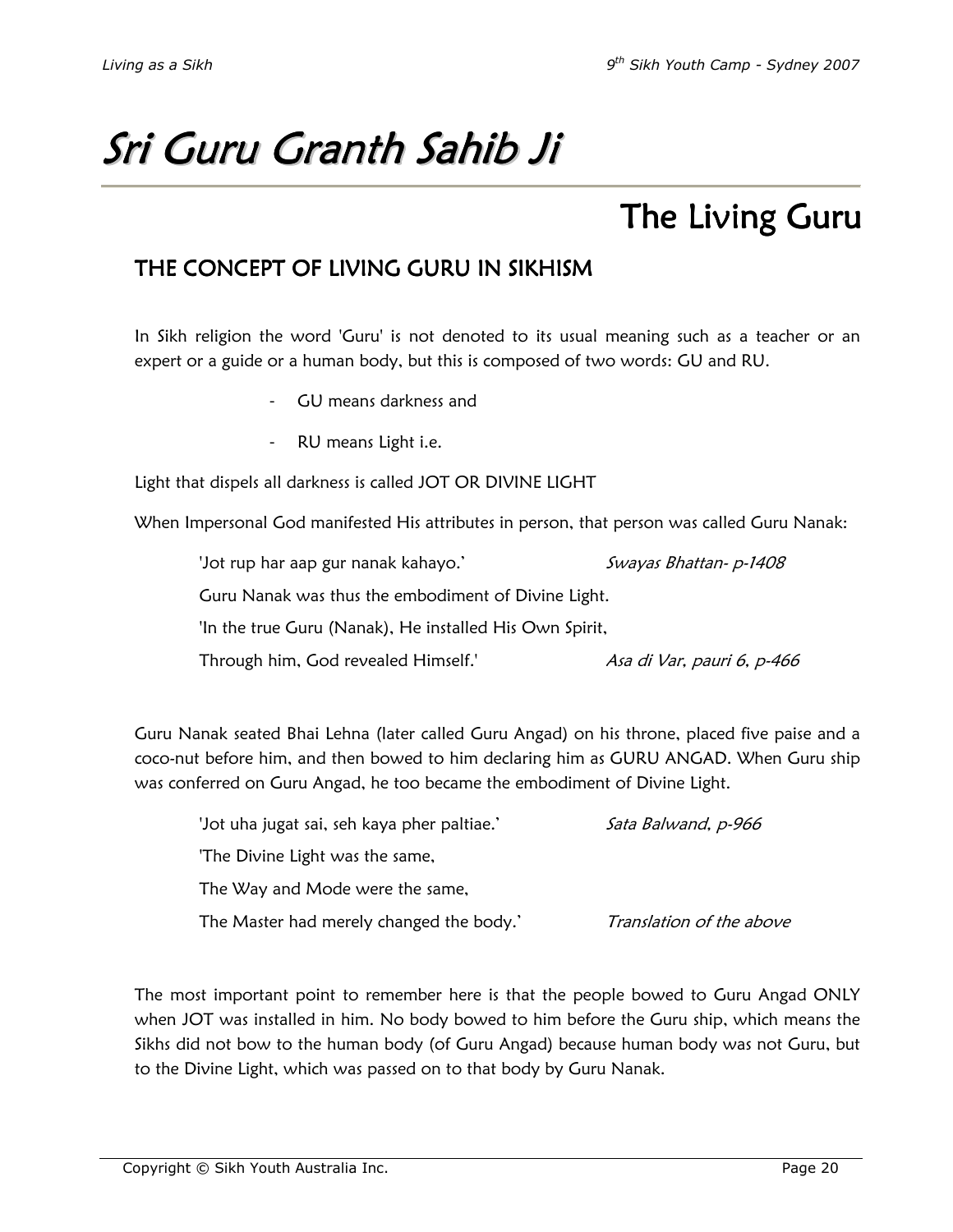# Sri Guru Granth Sahib Ji

## The Living Guru

### THE CONCEPT OF LIVING GURU IN SIKHISM

In Sikh religion the word 'Guru' is not denoted to its usual meaning such as a teacher or an expert or a guide or a human body, but this is composed of two words: GU and RU.

- GU means darkness and
- RU means Light i.e.

Light that dispels all darkness is called JOT OR DIVINE LIGHT

When Impersonal God manifested His attributes in person, that person was called Guru Nanak:

> 'Jot rup har aap gur nanak kahayo.' *Swayas Bhattan- p-1408*
>
> Guru Nanak was thus the embodiment of Divine Light.
>
> 'In the true Guru (Nanak), He installed His Own Spirit,
>
> Through him, God revealed Himself.' *Asa di Var, pauri 6, p-466*

Guru Nanak seated Bhai Lehna (later called Guru Angad) on his throne, placed five paise and a coco-nut before him, and then bowed to him declaring him as GURU ANGAD. When Guru ship was conferred on Guru Angad, he too became the embodiment of Divine Light.

> 'Jot uha jugat sai, seh kaya pher paltiae.' *Sata Balwand, p-966*
>
> 'The Divine Light was the same,
>
> The Way and Mode were the same,
>
> The Master had merely changed the body.' *Translation of the above*

The most important point to remember here is that the people bowed to Guru Angad ONLY when JOT was installed in him. No body bowed to him before the Guru ship, which means the Sikhs did not bow to the human body (of Guru Angad) because human body was not Guru, but to the Divine Light, which was passed on to that body by Guru Nanak.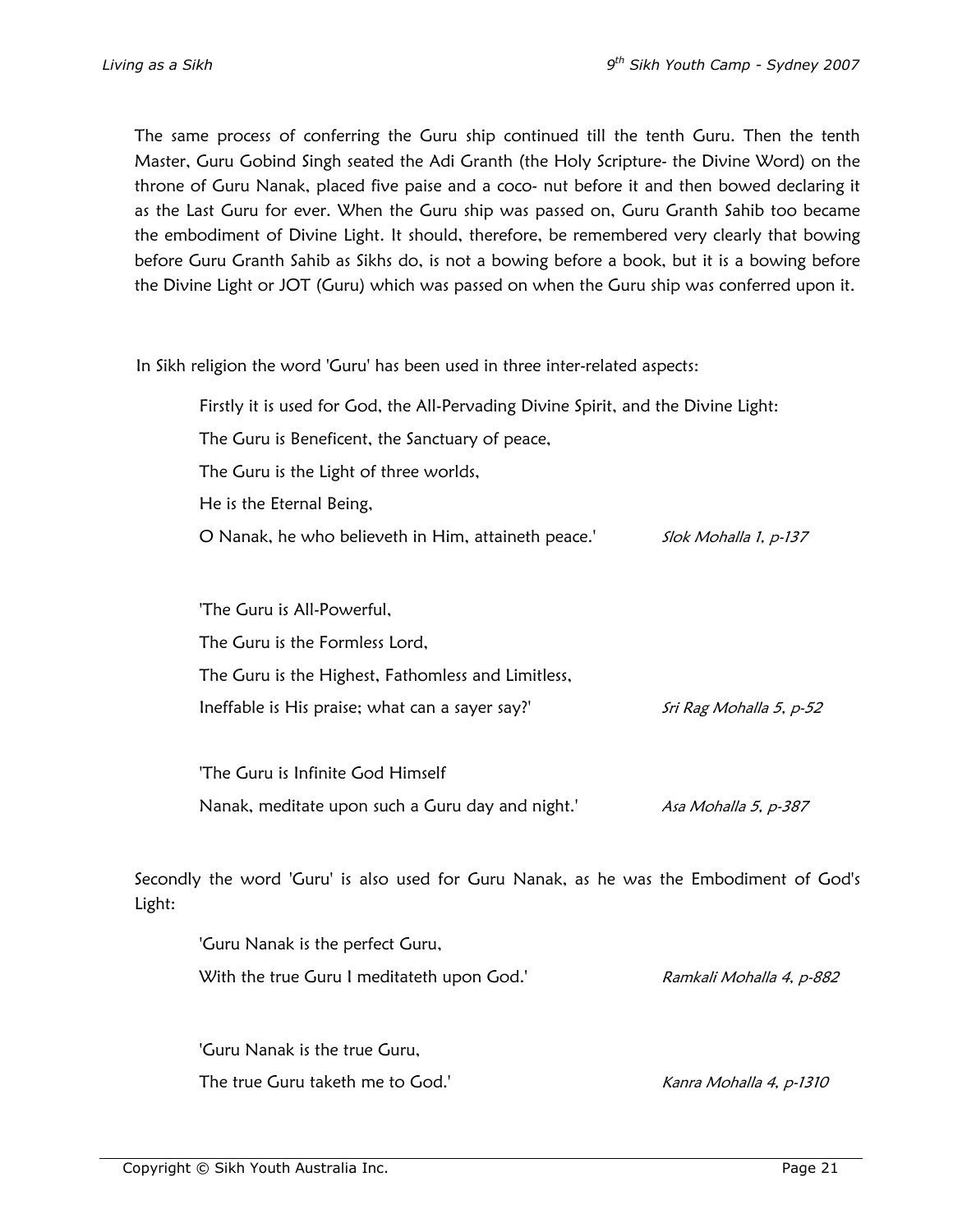The same process of conferring the Guru ship continued till the tenth Guru. Then the tenth Master, Guru Gobind Singh seated the Adi Granth (the Holy Scripture- the Divine Word) on the throne of Guru Nanak, placed five paise and a coco- nut before it and then bowed declaring it as the Last Guru for ever. When the Guru ship was passed on, Guru Granth Sahib too became the embodiment of Divine Light. It should, therefore, be remembered very clearly that bowing before Guru Granth Sahib as Sikhs do, is not a bowing before a book, but it is a bowing before the Divine Light or JOT (Guru) which was passed on when the Guru ship was conferred upon it.

In Sikh religion the word 'Guru' has been used in three inter-related aspects:

> Firstly it is used for God, the All-Pervading Divine Spirit, and the Divine Light:
>
> The Guru is Beneficent, the Sanctuary of peace,
>
> The Guru is the Light of three worlds,
>
> He is the Eternal Being,
>
> O Nanak, he who believeth in Him, attaineth peace.' *Slok Mohalla 1, p-137*
>
> 'The Guru is All-Powerful,
>
> The Guru is the Formless Lord,
>
> The Guru is the Highest, Fathomless and Limitless,
>
> Ineffable is His praise; what can a sayer say?' *Sri Rag Mohalla 5, p-52*
>
> 'The Guru is Infinite God Himself
>
> Nanak, meditate upon such a Guru day and night.' *Asa Mohalla 5, p-387*

Secondly the word 'Guru' is also used for Guru Nanak, as he was the Embodiment of God's Light:

> 'Guru Nanak is the perfect Guru,
>
> With the true Guru I meditateth upon God.' *Ramkali Mohalla 4, p-882*
>
> 'Guru Nanak is the true Guru,
>
> The true Guru taketh me to God.' *Kanra Mohalla 4, p-1310*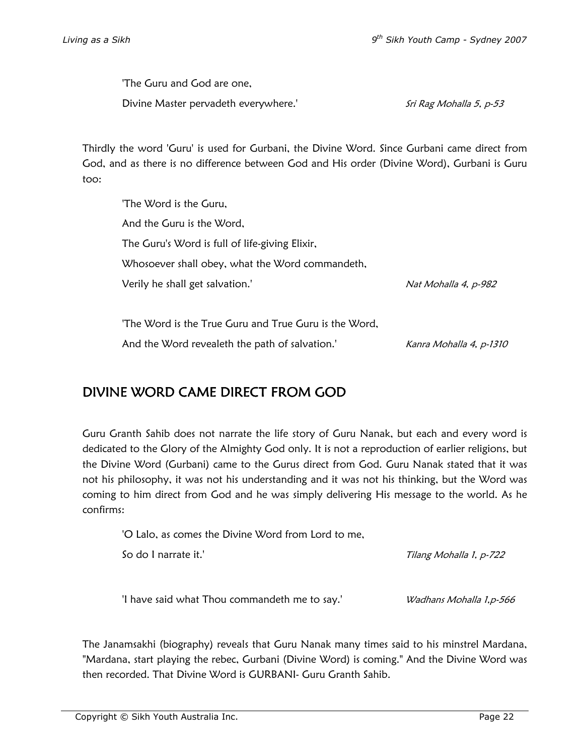'The Guru and God are one,

Divine Master pervadeth everywhere.' *Sri Rag Mohalla 5, p-53*

Thirdly the word 'Guru' is used for Gurbani, the Divine Word. Since Gurbani came direct from God, and as there is no difference between God and His order (Divine Word), Gurbani is Guru too:

'The Word is the Guru,

And the Guru is the Word,

The Guru's Word is full of life-giving Elixir,

Whosoever shall obey, what the Word commandeth,

Verily he shall get salvation.' *Nat Mohalla 4, p-982*

'The Word is the True Guru and True Guru is the Word,

And the Word revealeth the path of salvation.' *Kanra Mohalla 4, p-1310*

## DIVINE WORD CAME DIRECT FROM GOD

Guru Granth Sahib does not narrate the life story of Guru Nanak, but each and every word is dedicated to the Glory of the Almighty God only. It is not a reproduction of earlier religions, but the Divine Word (Gurbani) came to the Gurus direct from God. Guru Nanak stated that it was not his philosophy, it was not his understanding and it was not his thinking, but the Word was coming to him direct from God and he was simply delivering His message to the world. As he confirms:

'O Lalo, as comes the Divine Word from Lord to me,

So do I narrate it.' *Tilang Mohalla 1, p-722*

'I have said what Thou commandeth me to say.' *Wadhans Mohalla 1,p-566*

The Janamsakhi (biography) reveals that Guru Nanak many times said to his minstrel Mardana, "Mardana, start playing the rebec, Gurbani (Divine Word) is coming." And the Divine Word was then recorded. That Divine Word is GURBANI- Guru Granth Sahib.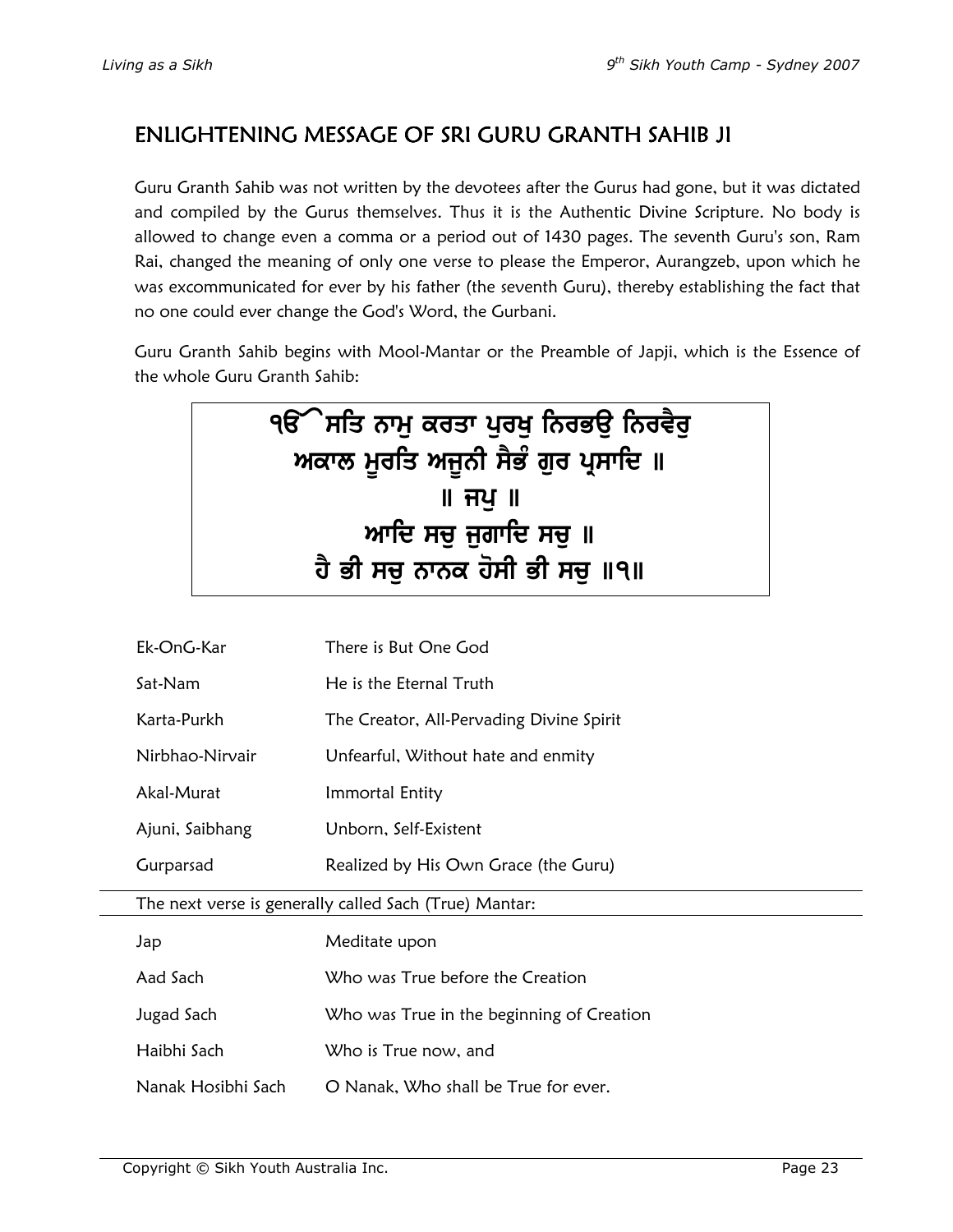## ENLIGHTENING MESSAGE OF SRI GURU GRANTH SAHIB JI

Guru Granth Sahib was not written by the devotees after the Gurus had gone, but it was dictated and compiled by the Gurus themselves. Thus it is the Authentic Divine Scripture. No body is allowed to change even a comma or a period out of 1430 pages. The seventh Guru's son, Ram Rai, changed the meaning of only one verse to please the Emperor, Aurangzeb, upon which he was excommunicated for ever by his father (the seventh Guru), thereby establishing the fact that no one could ever change the God's Word, the Gurbani.

Guru Granth Sahib begins with Mool-Mantar or the Preamble of Japji, which is the Essence of the whole Guru Granth Sahib:

> ੧ੴ ਸਤਿ ਨਾਮੁ ਕਰਤਾ ਪੁਰਖੁ ਨਿਰਭਉ ਨਿਰਵੈਰੁ
> ਅਕਾਲ ਮੂਰਤਿ ਅਜੂਨੀ ਸੈਭੰ ਗੁਰ ਪ੍ਰਸਾਦਿ ॥
> ॥ ਜਪੁ ॥
> ਆਦਿ ਸਚੁ ਜੁਗਾਦਿ ਸਚੁ ॥
> ਹੈ ਭੀ ਸਚੁ ਨਾਨਕ ਹੋਸੀ ਭੀ ਸਚੁ ॥੧॥

| | |
|---|---|
| Ek-OnG-Kar | There is But One God |
| Sat-Nam | He is the Eternal Truth |
| Karta-Purkh | The Creator, All-Pervading Divine Spirit |
| Nirbhao-Nirvair | Unfearful, Without hate and enmity |
| Akal-Murat | Immortal Entity |
| Ajuni, Saibhang | Unborn, Self-Existent |
| Gurparsad | Realized by His Own Grace (the Guru) |

The next verse is generally called Sach (True) Mantar:

| | |
|---|---|
| Jap | Meditate upon |
| Aad Sach | Who was True before the Creation |
| Jugad Sach | Who was True in the beginning of Creation |
| Haibhi Sach | Who is True now, and |
| Nanak Hosibhi Sach | O Nanak, Who shall be True for ever. |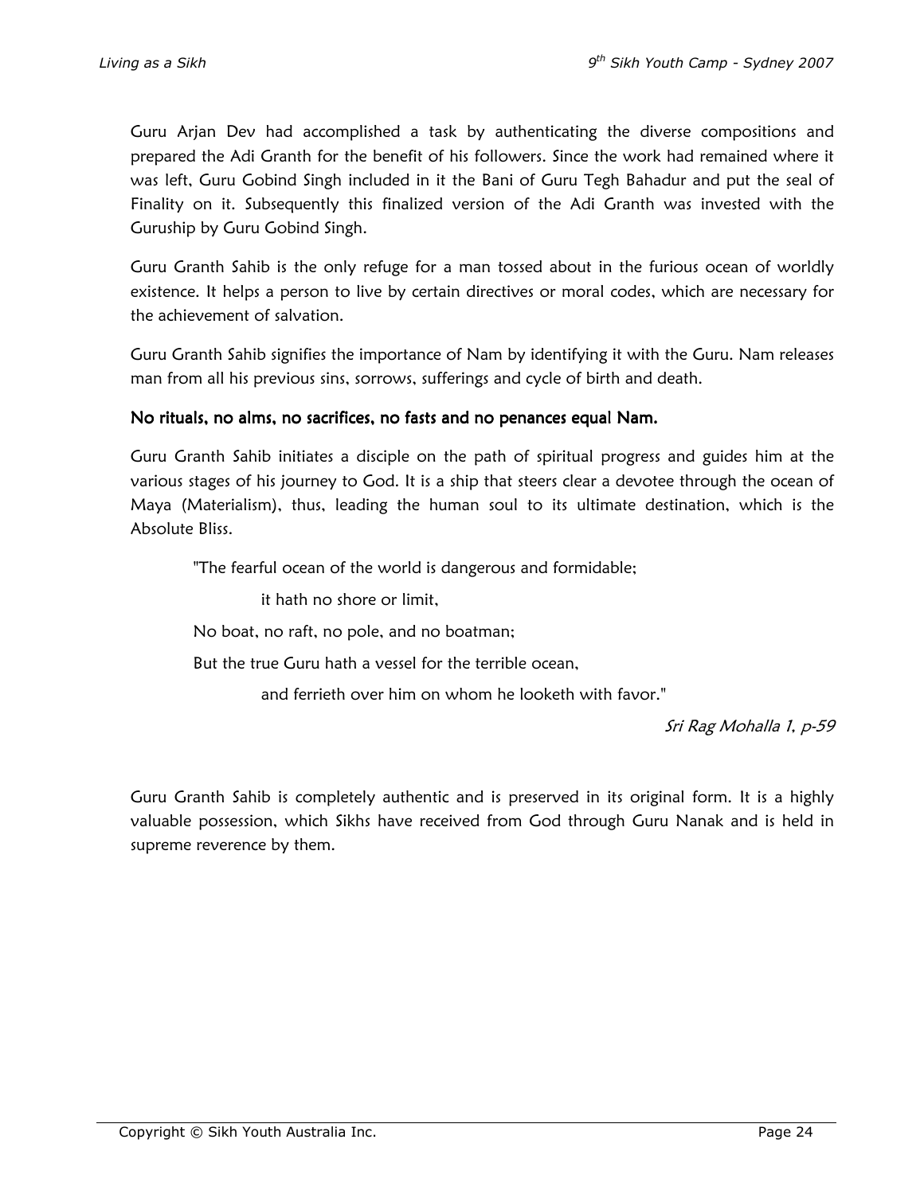Guru Arjan Dev had accomplished a task by authenticating the diverse compositions and prepared the Adi Granth for the benefit of his followers. Since the work had remained where it was left, Guru Gobind Singh included in it the Bani of Guru Tegh Bahadur and put the seal of Finality on it. Subsequently this finalized version of the Adi Granth was invested with the Guruship by Guru Gobind Singh.

Guru Granth Sahib is the only refuge for a man tossed about in the furious ocean of worldly existence. It helps a person to live by certain directives or moral codes, which are necessary for the achievement of salvation.

Guru Granth Sahib signifies the importance of Nam by identifying it with the Guru. Nam releases man from all his previous sins, sorrows, sufferings and cycle of birth and death.

**No rituals, no alms, no sacrifices, no fasts and no penances equal Nam.**

Guru Granth Sahib initiates a disciple on the path of spiritual progress and guides him at the various stages of his journey to God. It is a ship that steers clear a devotee through the ocean of Maya (Materialism), thus, leading the human soul to its ultimate destination, which is the Absolute Bliss.

> "The fearful ocean of the world is dangerous and formidable;
>
> it hath no shore or limit,
>
> No boat, no raft, no pole, and no boatman;
>
> But the true Guru hath a vessel for the terrible ocean,
>
> and ferrieth over him on whom he looketh with favor."
>
> *Sri Rag Mohalla 1, p-59*

Guru Granth Sahib is completely authentic and is preserved in its original form. It is a highly valuable possession, which Sikhs have received from God through Guru Nanak and is held in supreme reverence by them.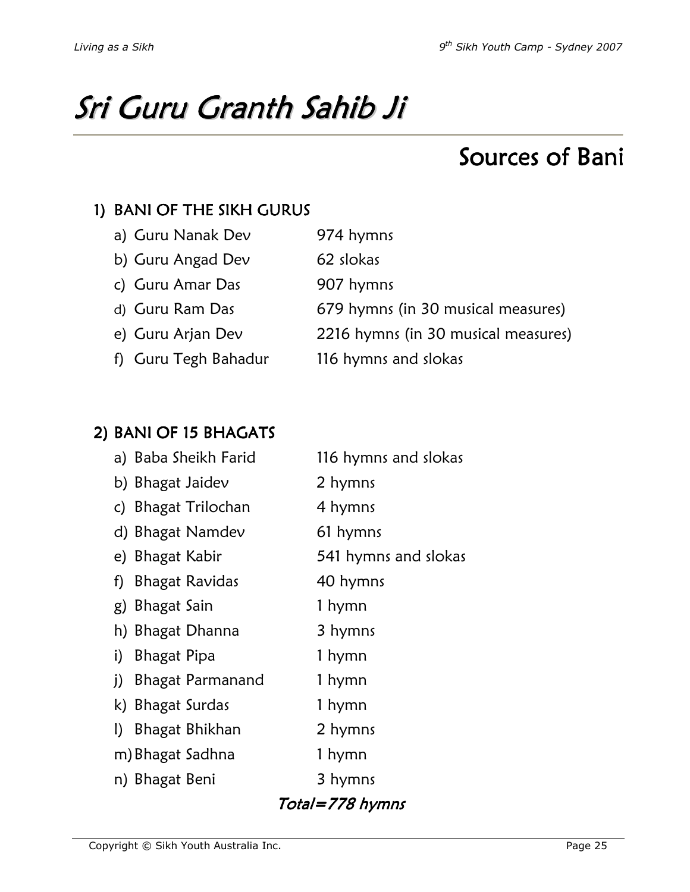# Sri Guru Granth Sahib Ji

## Sources of Bani

### 1) BANI OF THE SIKH GURUS

a) Guru Nanak Dev — 974 hymns
b) Guru Angad Dev — 62 slokas
c) Guru Amar Das — 907 hymns
d) Guru Ram Das — 679 hymns (in 30 musical measures)
e) Guru Arjan Dev — 2216 hymns (in 30 musical measures)
f) Guru Tegh Bahadur — 116 hymns and slokas

### 2) BANI OF 15 BHAGATS

a) Baba Sheikh Farid — 116 hymns and slokas
b) Bhagat Jaidev — 2 hymns
c) Bhagat Trilochan — 4 hymns
d) Bhagat Namdev — 61 hymns
e) Bhagat Kabir — 541 hymns and slokas
f) Bhagat Ravidas — 40 hymns
g) Bhagat Sain — 1 hymn
h) Bhagat Dhanna — 3 hymns
i) Bhagat Pipa — 1 hymn
j) Bhagat Parmanand — 1 hymn
k) Bhagat Surdas — 1 hymn
l) Bhagat Bhikhan — 2 hymns
m) Bhagat Sadhna — 1 hymn
n) Bhagat Beni — 3 hymns

*Total=778 hymns*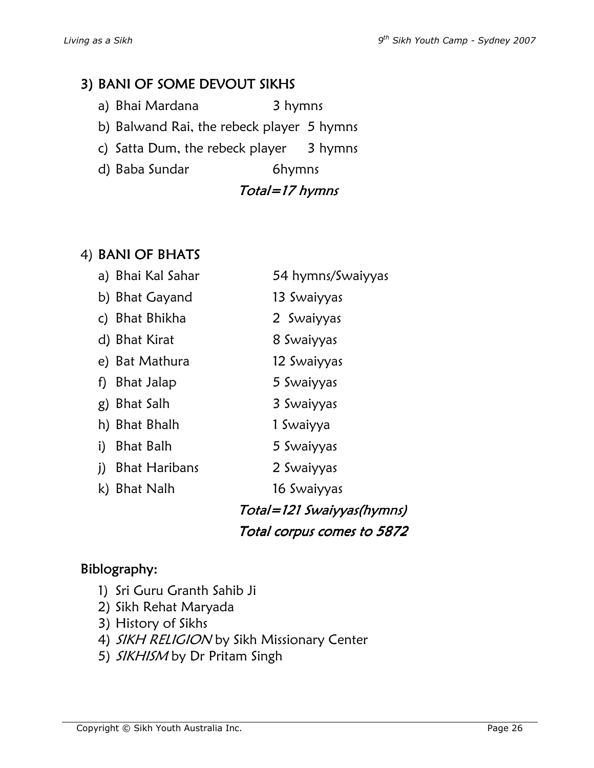### 3) BANI OF SOME DEVOUT SIKHS

a) Bhai Mardana 3 hymns
b) Balwand Rai, the rebeck player 5 hymns
c) Satta Dum, the rebeck player 3 hymns
d) Baba Sundar 6hymns

*Total=17 hymns*

### 4) BANI OF BHATS

a) Bhai Kal Sahar 54 hymns/Swaiyyas
b) Bhat Gayand 13 Swaiyyas
c) Bhat Bhikha 2 Swaiyyas
d) Bhat Kirat 8 Swaiyyas
e) Bat Mathura 12 Swaiyyas
f) Bhat Jalap 5 Swaiyyas
g) Bhat Salh 3 Swaiyyas
h) Bhat Bhalh 1 Swaiyya
i) Bhat Balh 5 Swaiyyas
j) Bhat Haribans 2 Swaiyyas
k) Bhat Nalh 16 Swaiyyas

*Total=121 Swaiyyas(hymns)*

*Total corpus comes to 5872*

### Biblography:

1) Sri Guru Granth Sahib Ji
2) Sikh Rehat Maryada
3) History of Sikhs
4) *SIKH RELIGION* by Sikh Missionary Center
5) *SIKHISM* by Dr Pritam Singh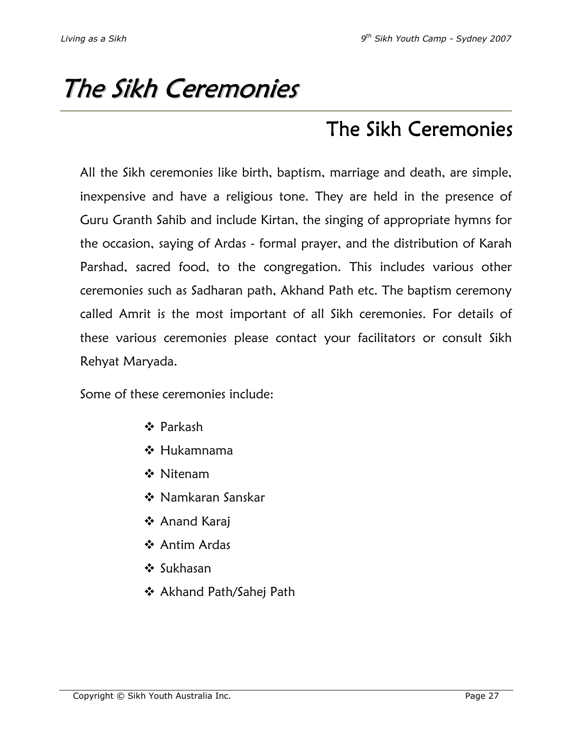# The Sikh Ceremonies

## The Sikh Ceremonies

All the Sikh ceremonies like birth, baptism, marriage and death, are simple, inexpensive and have a religious tone. They are held in the presence of Guru Granth Sahib and include Kirtan, the singing of appropriate hymns for the occasion, saying of Ardas - formal prayer, and the distribution of Karah Parshad, sacred food, to the congregation. This includes various other ceremonies such as Sadharan path, Akhand Path etc. The baptism ceremony called Amrit is the most important of all Sikh ceremonies. For details of these various ceremonies please contact your facilitators or consult Sikh Rehyat Maryada.

Some of these ceremonies include:

- Parkash
- Hukamnama
- Nitenam
- Namkaran Sanskar
- Anand Karaj
- Antim Ardas
- Sukhasan
- Akhand Path/Sahej Path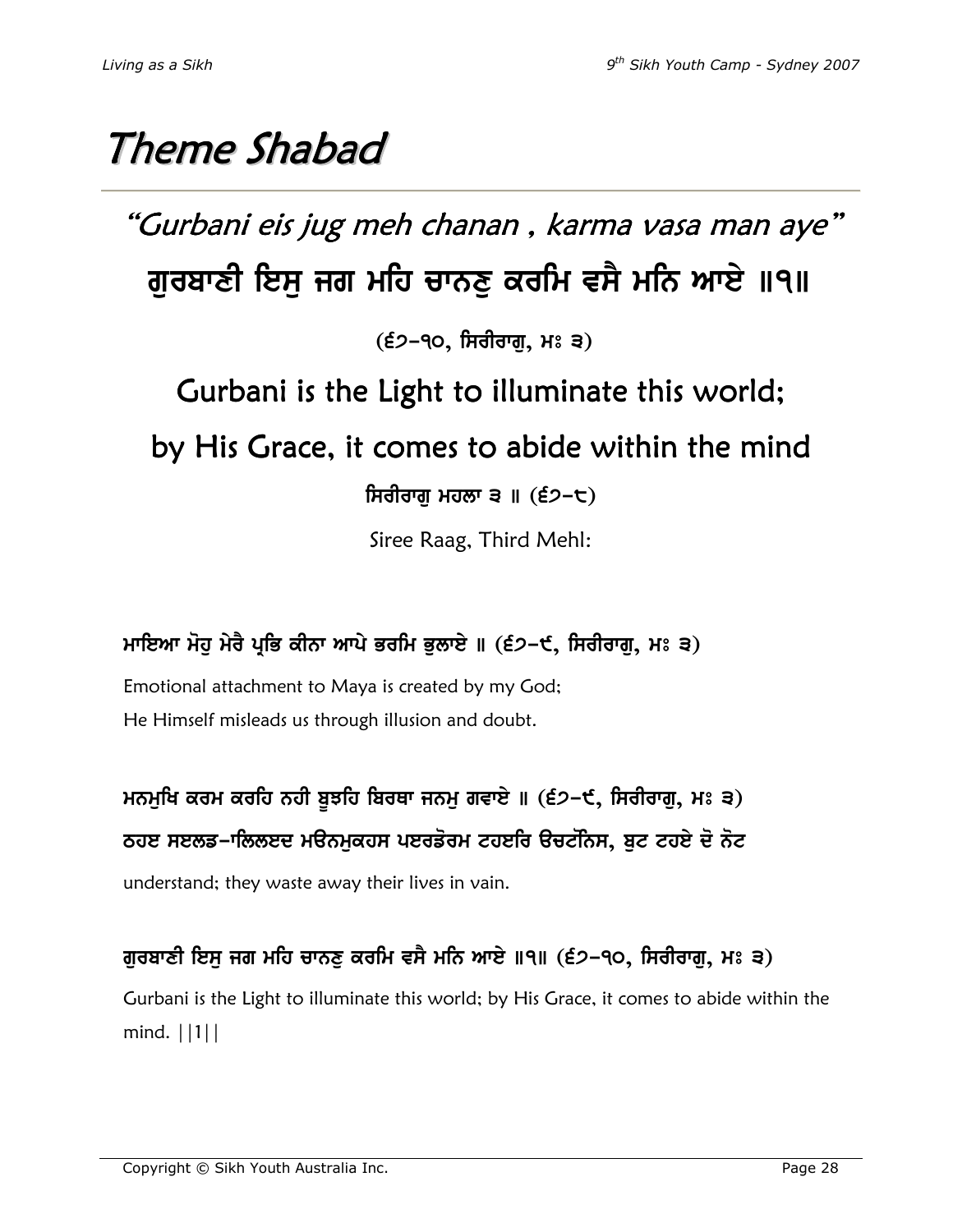# Theme Shabad

## "Gurbani eis jug meh chanan , karma vasa man aye"

## ਗੁਰਬਾਣੀ ਇਸੁ ਜਗ ਮਹਿ ਚਾਨਣੁ ਕਰਮਿ ਵਸੈ ਮਨਿ ਆਏ ॥੧॥

(੬੭-੧੦, ਸਿਰੀਰਾਗੁ, ਮਃ ੩)

## Gurbani is the Light to illuminate this world; by His Grace, it comes to abide within the mind

ਸਿਰੀਰਾਗੁ ਮਹਲਾ ੩ ॥ (੬੭-੮)

Siree Raag, Third Mehl:

**ਮਾਇਆ ਮੋਹੁ ਮੇਰੈ ਪ੍ਰਭਿ ਕੀਨਾ ਆਪੇ ਭਰਮਿ ਭੁਲਾਏ ॥ (੬੭-੯, ਸਿਰੀਰਾਗੁ, ਮਃ ੩)**

Emotional attachment to Maya is created by my God;
He Himself misleads us through illusion and doubt.

**ਮਨਮੁਖਿ ਕਰਮ ਕਰਹਿ ਨਹੀ ਬੂਝਹਿ ਬਿਰਥਾ ਜਨਮੁ ਗਵਾਏ ॥ (੬੭-੯, ਸਿਰੀਰਾਗੁ, ਮਃ ੩)**
**ਠਹਣ ਸਏਲਡ-ਾਿਲਿਲਏਦ ਮਓਨਮੁਕਹਸ ਪਏਰਡੋਰਮ ਟਹਏਰਿ ਓਚਟੋਨਿਸ, ਬੁਟ ਟਹਏ ਦੋ ਨੋਟ**

understand; they waste away their lives in vain.

**ਗੁਰਬਾਣੀ ਇਸੁ ਜਗ ਮਹਿ ਚਾਨਣੁ ਕਰਮਿ ਵਸੈ ਮਨਿ ਆਏ ॥੧॥ (੬੭-੧੦, ਸਿਰੀਰਾਗੁ, ਮਃ ੩)**

Gurbani is the Light to illuminate this world; by His Grace, it comes to abide within the mind. ||1||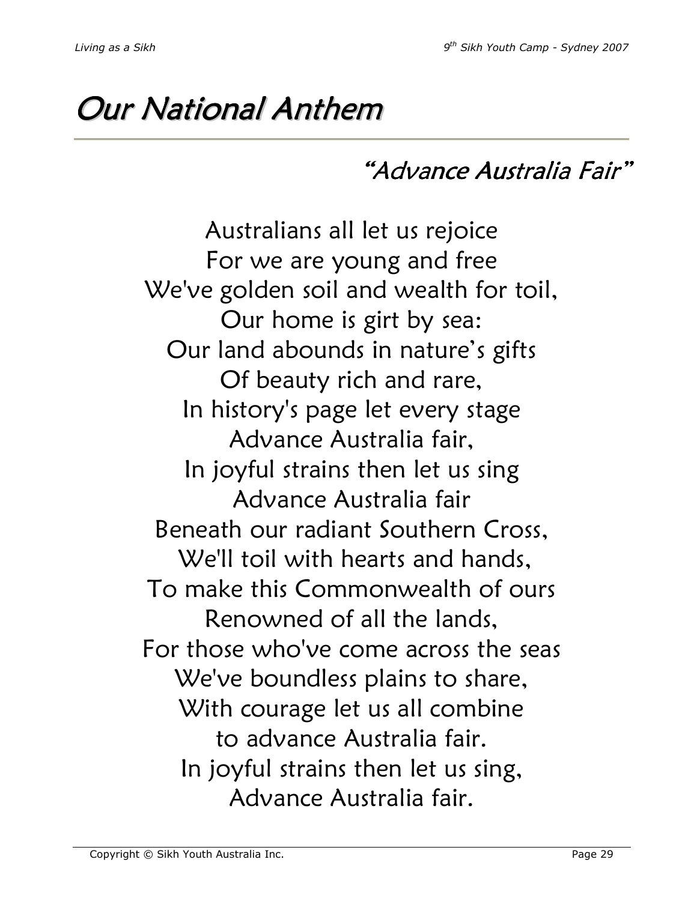# Our National Anthem

## "Advance Australia Fair"

Australians all let us rejoice  
For we are young and free  
We've golden soil and wealth for toil,  
Our home is girt by sea:  
Our land abounds in nature's gifts  
Of beauty rich and rare,  
In history's page let every stage  
Advance Australia fair,  
In joyful strains then let us sing  
Advance Australia fair  
Beneath our radiant Southern Cross,  
We'll toil with hearts and hands,  
To make this Commonwealth of ours  
Renowned of all the lands,  
For those who've come across the seas  
We've boundless plains to share,  
With courage let us all combine  
to advance Australia fair.  
In joyful strains then let us sing,  
Advance Australia fair.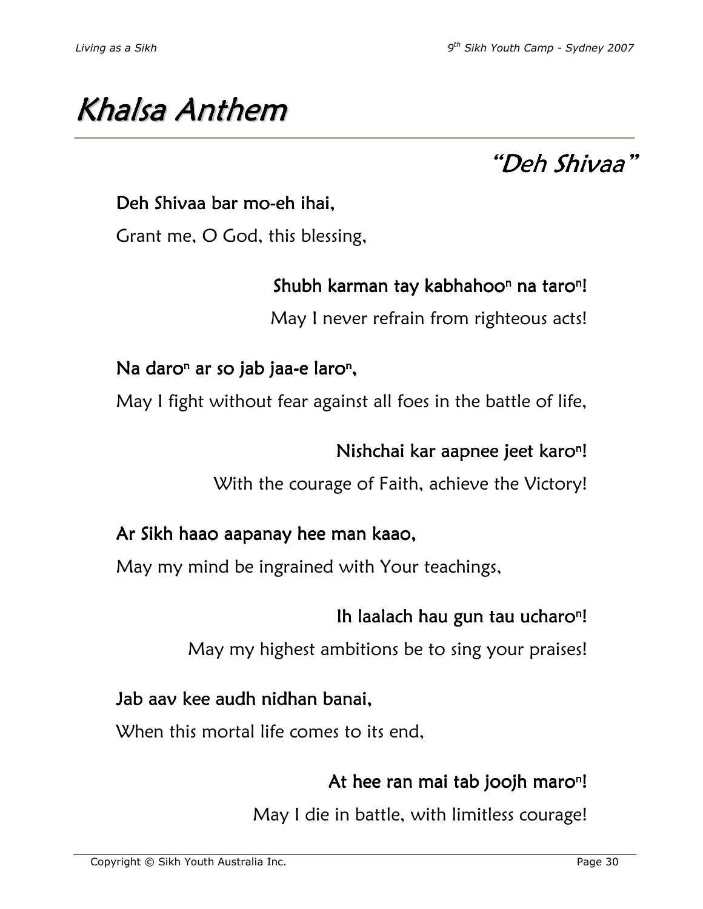# Khalsa Anthem

## "Deh Shivaa"

**Deh Shivaa bar mo-eh ihai,**

Grant me, O God, this blessing,

**Shubh karman tay kabhahoo$^n$ na taro$^n$!**

May I never refrain from righteous acts!

**Na daro$^n$ ar so jab jaa-e laro$^n$,**

May I fight without fear against all foes in the battle of life,

**Nishchai kar aapnee jeet karo$^n$!**

With the courage of Faith, achieve the Victory!

**Ar Sikh haao aapanay hee man kaao,**

May my mind be ingrained with Your teachings,

**Ih laalach hau gun tau ucharo$^n$!**

May my highest ambitions be to sing your praises!

**Jab aav kee audh nidhan banai,**

When this mortal life comes to its end,

**At hee ran mai tab joojh maro$^n$!**

May I die in battle, with limitless courage!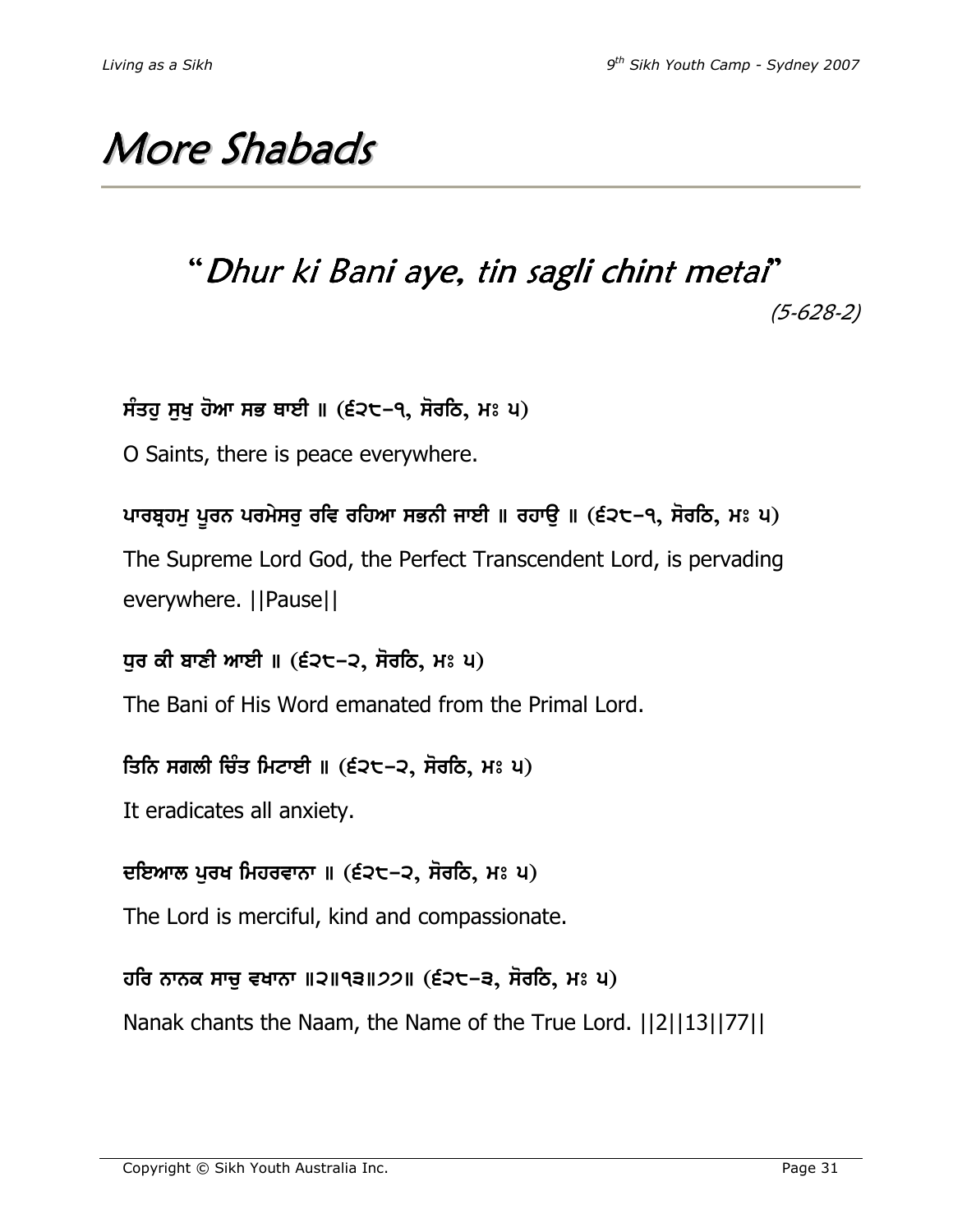# More Shabads

## "*Dhur ki Bani aye, tin sagli chint metai*"

*(5-628-2)*

**ਸੰਤਹੁ ਸੁਖੁ ਹੋਆ ਸਭ ਥਾਈ ॥ (੬੨੮-੧, ਸੋਰਠਿ, ਮਃ ੫)**

O Saints, there is peace everywhere.

**ਪਾਰਬ੍ਰਹਮੁ ਪੂਰਨ ਪਰਮੇਸਰੁ ਰਵਿ ਰਹਿਆ ਸਭਨੀ ਜਾਈ ॥ ਰਹਾਉ ॥ (੬੨੮-੧, ਸੋਰਠਿ, ਮਃ ੫)**

The Supreme Lord God, the Perfect Transcendent Lord, is pervading everywhere. ||Pause||

**ਧੁਰ ਕੀ ਬਾਣੀ ਆਈ ॥ (੬੨੮-੨, ਸੋਰਠਿ, ਮਃ ੫)**

The Bani of His Word emanated from the Primal Lord.

**ਤਿਨਿ ਸਗਲੀ ਚਿੰਤ ਮਿਟਾਈ ॥ (੬੨੮-੨, ਸੋਰਠਿ, ਮਃ ੫)**

It eradicates all anxiety.

**ਦਇਆਲ ਪੁਰਖ ਮਿਹਰਵਾਨਾ ॥ (੬੨੮-੨, ਸੋਰਠਿ, ਮਃ ੫)**

The Lord is merciful, kind and compassionate.

**ਹਰਿ ਨਾਨਕ ਸਾਚੁ ਵਖਾਨਾ ॥੨॥੧੩॥੭੭॥ (੬੨੮-੩, ਸੋਰਠਿ, ਮਃ ੫)**

Nanak chants the Naam, the Name of the True Lord. ||2||13||77||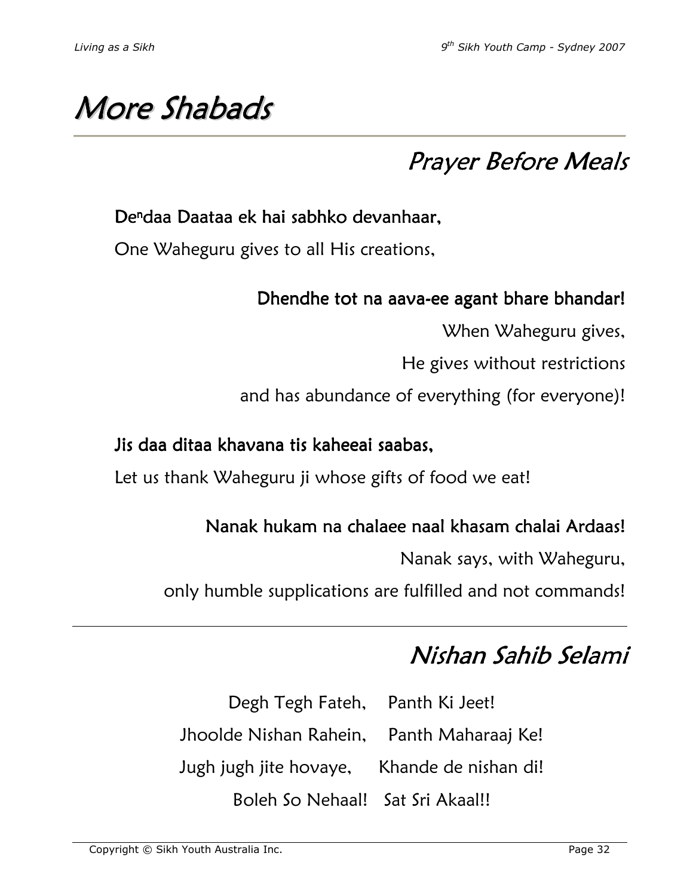# More Shabads

## Prayer Before Meals

**Dendaa Daataa ek hai sabhko devanhaar,**

One Waheguru gives to all His creations,

**Dhendhe tot na aava-ee agant bhare bhandar!**

When Waheguru gives,

He gives without restrictions

and has abundance of everything (for everyone)!

**Jis daa ditaa khavana tis kaheeai saabas,**

Let us thank Waheguru ji whose gifts of food we eat!

**Nanak hukam na chalaee naal khasam chalai Ardaas!**

Nanak says, with Waheguru,

only humble supplications are fulfilled and not commands!

---

## Nishan Sahib Selami

Degh Tegh Fateh, Panth Ki Jeet!

Jhoolde Nishan Rahein, Panth Maharaaj Ke!

Jugh jugh jite hovaye, Khande de nishan di!

Boleh So Nehaal! Sat Sri Akaal!!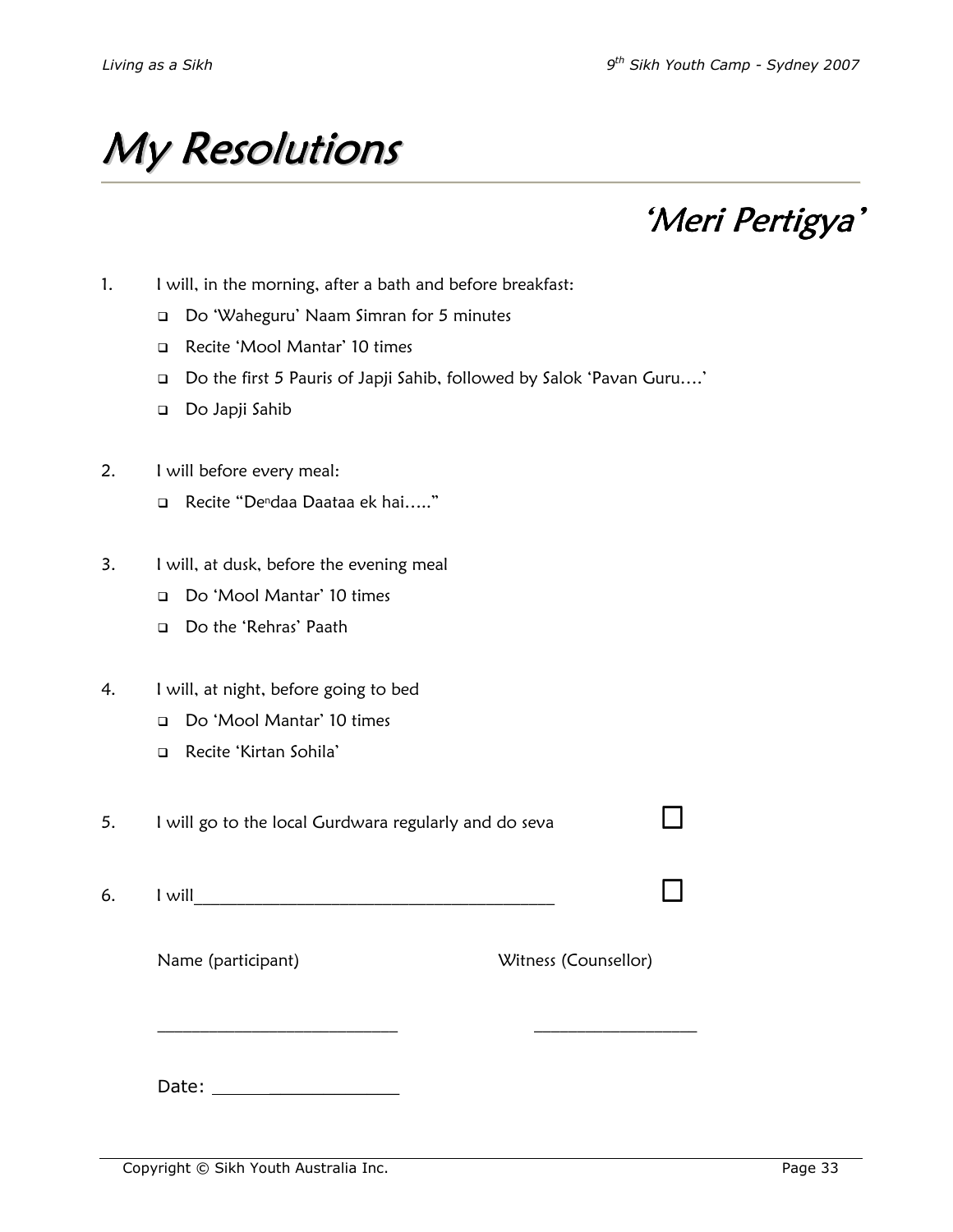# My Resolutions

## 'Meri Pertigya'

1. I will, in the morning, after a bath and before breakfast:
   - ☐ Do 'Waheguru' Naam Simran for 5 minutes
   - ☐ Recite 'Mool Mantar' 10 times
   - ☐ Do the first 5 Pauris of Japji Sahib, followed by Salok 'Pavan Guru….'
   - ☐ Do Japji Sahib

2. I will before every meal:
   - ☐ Recite "De$^{n}$daa Daataa ek hai….."

3. I will, at dusk, before the evening meal
   - ☐ Do 'Mool Mantar' 10 times
   - ☐ Do the 'Rehras' Paath

4. I will, at night, before going to bed
   - ☐ Do 'Mool Mantar' 10 times
   - ☐ Recite 'Kirtan Sohila'

5. I will go to the local Gurdwara regularly and do seva ☐

6. I will_________________________________________ ☐

Name (participant) Witness (Counsellor)

___________________________ __________________

Date: ___________________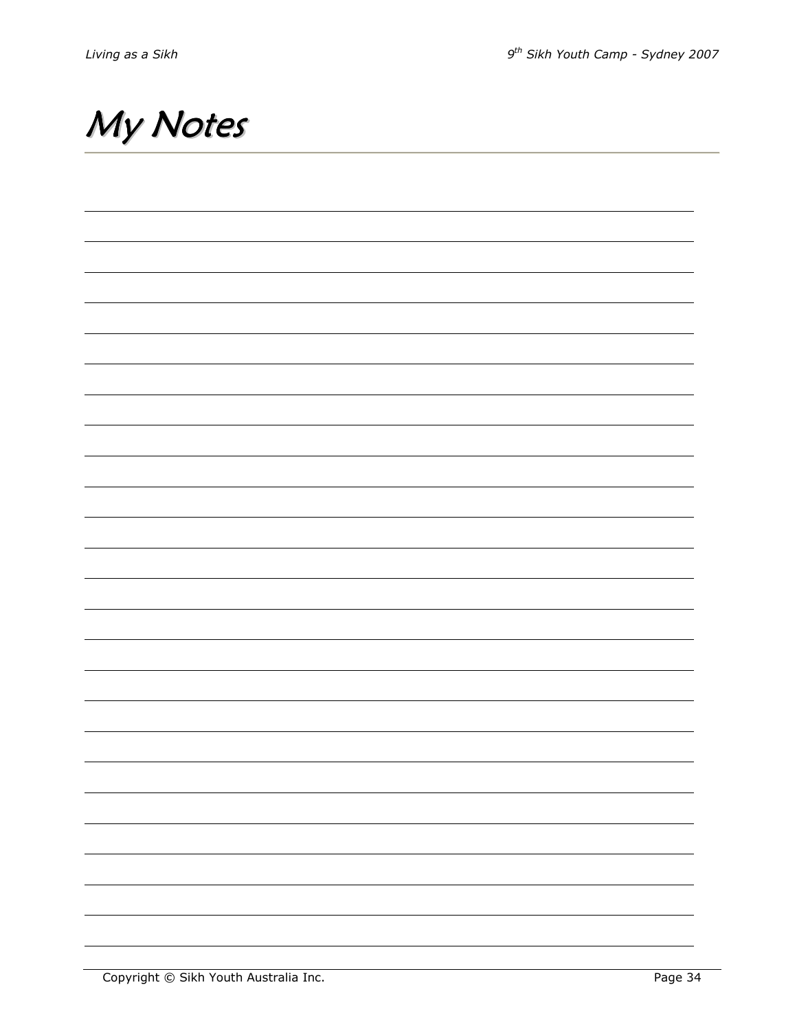# My Notes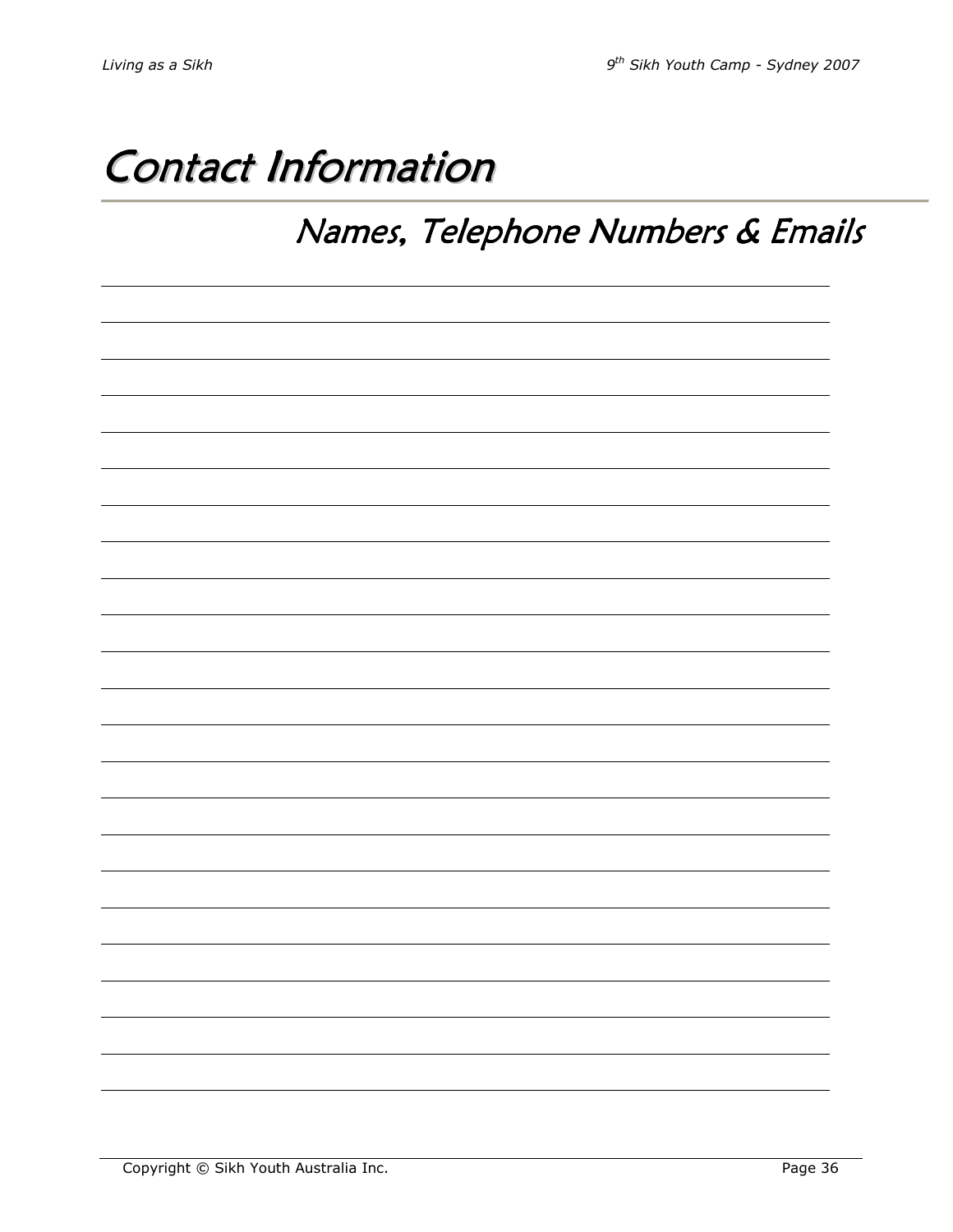# Contact Information

## Names, Telephone Numbers & Emails